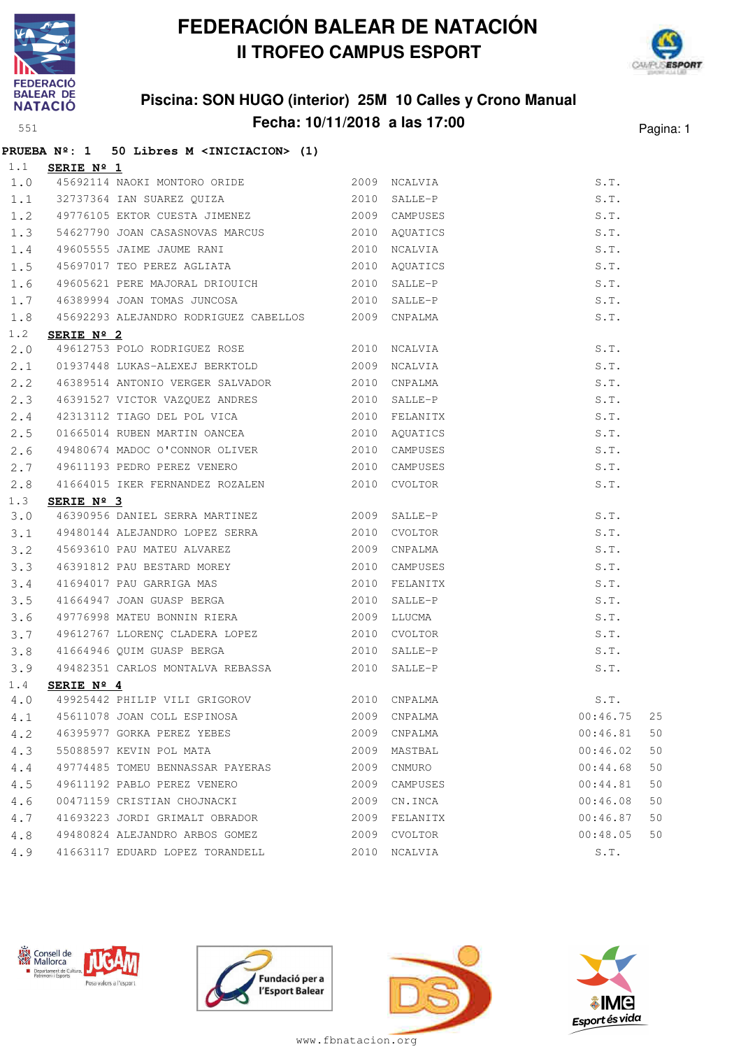# FEDERACIÓN BALEAR DE NATACIÓN
## II TROFEO CAMPUS ESPORT

### Piscina: SON HUGO (interior) 25M 10 Calles y Crono Manual
### Fecha: 10/11/2018 a las 17:00

551

**PRUEBA Nº: 1 50 Libres M <INICIACION> (1)**

1.1 **SERIE Nº 1**

| | Licencia | Nombre | Año | Club | Tiempo | |
|---|---|---|---|---|---|---|
| 1.0 | 45692114 | NAOKI MONTORO ORIDE | 2009 | NCALVIA | S.T. | |
| 1.1 | 32737364 | IAN SUAREZ QUIZA | 2010 | SALLE-P | S.T. | |
| 1.2 | 49776105 | EKTOR CUESTA JIMENEZ | 2009 | CAMPUSES | S.T. | |
| 1.3 | 54627790 | JOAN CASASNOVAS MARCUS | 2010 | AQUATICS | S.T. | |
| 1.4 | 49605555 | JAIME JAUME RANI | 2010 | NCALVIA | S.T. | |
| 1.5 | 45697017 | TEO PEREZ AGLIATA | 2010 | AQUATICS | S.T. | |
| 1.6 | 49605621 | PERE MAJORAL DRIOUICH | 2010 | SALLE-P | S.T. | |
| 1.7 | 46389994 | JOAN TOMAS JUNCOSA | 2010 | SALLE-P | S.T. | |
| 1.8 | 45692293 | ALEJANDRO RODRIGUEZ CABELLOS | 2009 | CNPALMA | S.T. | |

1.2 **SERIE Nº 2**

| | Licencia | Nombre | Año | Club | Tiempo | |
|---|---|---|---|---|---|---|
| 2.0 | 49612753 | POLO RODRIGUEZ ROSE | 2010 | NCALVIA | S.T. | |
| 2.1 | 01937448 | LUKAS-ALEXEJ BERKTOLD | 2009 | NCALVIA | S.T. | |
| 2.2 | 46389514 | ANTONIO VERGER SALVADOR | 2010 | CNPALMA | S.T. | |
| 2.3 | 46391527 | VICTOR VAZQUEZ ANDRES | 2010 | SALLE-P | S.T. | |
| 2.4 | 42313112 | TIAGO DEL POL VICA | 2010 | FELANITX | S.T. | |
| 2.5 | 01665014 | RUBEN MARTIN OANCEA | 2010 | AQUATICS | S.T. | |
| 2.6 | 49480674 | MADOC O'CONNOR OLIVER | 2010 | CAMPUSES | S.T. | |
| 2.7 | 49611193 | PEDRO PEREZ VENERO | 2010 | CAMPUSES | S.T. | |
| 2.8 | 41664015 | IKER FERNANDEZ ROZALEN | 2010 | CVOLTOR | S.T. | |

1.3 **SERIE Nº 3**

| | Licencia | Nombre | Año | Club | Tiempo | |
|---|---|---|---|---|---|---|
| 3.0 | 46390956 | DANIEL SERRA MARTINEZ | 2009 | SALLE-P | S.T. | |
| 3.1 | 49480144 | ALEJANDRO LOPEZ SERRA | 2010 | CVOLTOR | S.T. | |
| 3.2 | 45693610 | PAU MATEU ALVAREZ | 2009 | CNPALMA | S.T. | |
| 3.3 | 46391812 | PAU BESTARD MOREY | 2010 | CAMPUSES | S.T. | |
| 3.4 | 41694017 | PAU GARRIGA MAS | 2010 | FELANITX | S.T. | |
| 3.5 | 41664947 | JOAN GUASP BERGA | 2010 | SALLE-P | S.T. | |
| 3.6 | 49776998 | MATEU BONNIN RIERA | 2009 | LLUCMA | S.T. | |
| 3.7 | 49612767 | LLORENÇ CLADERA LOPEZ | 2010 | CVOLTOR | S.T. | |
| 3.8 | 41664946 | QUIM GUASP BERGA | 2010 | SALLE-P | S.T. | |
| 3.9 | 49482351 | CARLOS MONTALVA REBASSA | 2010 | SALLE-P | S.T. | |

1.4 **SERIE Nº 4**

| | Licencia | Nombre | Año | Club | Tiempo | |
|---|---|---|---|---|---|---|
| 4.0 | 49925442 | PHILIP VILI GRIGOROV | 2010 | CNPALMA | S.T. | |
| 4.1 | 45611078 | JOAN COLL ESPINOSA | 2009 | CNPALMA | 00:46.75 | 25 |
| 4.2 | 46395977 | GORKA PEREZ YEBES | 2009 | CNPALMA | 00:46.81 | 50 |
| 4.3 | 55088597 | KEVIN POL MATA | 2009 | MASTBAL | 00:46.02 | 50 |
| 4.4 | 49774485 | TOMEU BENNASSAR PAYERAS | 2009 | CNMURO | 00:44.68 | 50 |
| 4.5 | 49611192 | PABLO PEREZ VENERO | 2009 | CAMPUSES | 00:44.81 | 50 |
| 4.6 | 00471159 | CRISTIAN CHOJNACKI | 2009 | CN.INCA | 00:46.08 | 50 |
| 4.7 | 41693223 | JORDI GRIMALT OBRADOR | 2009 | FELANITX | 00:46.87 | 50 |
| 4.8 | 49480824 | ALEJANDRO ARBOS GOMEZ | 2009 | CVOLTOR | 00:48.05 | 50 |
| 4.9 | 41663117 | EDUARD LOPEZ TORANDELL | 2010 | NCALVIA | S.T. | |

www.fbnatacion.org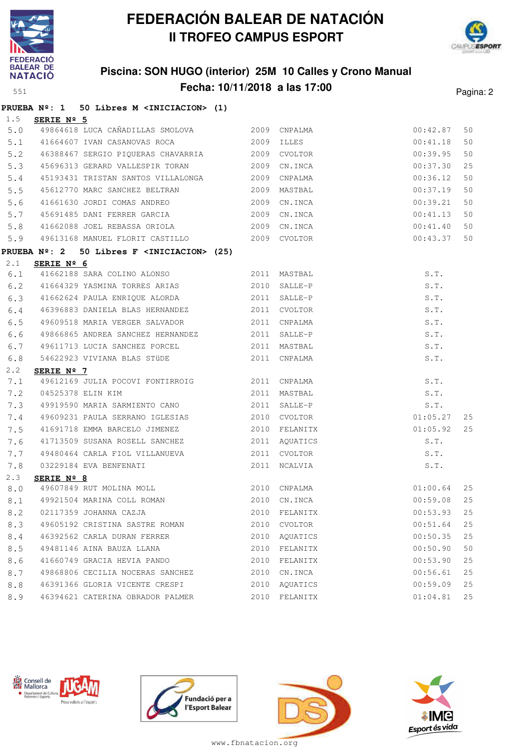# FEDERACIÓN BALEAR DE NATACIÓN
## II TROFEO CAMPUS ESPORT

### Piscina: SON HUGO (interior) 25M 10 Calles y Crono Manual
### Fecha: 10/11/2018 a las 17:00

551

**PRUEBA Nº: 1 50 Libres M <INICIACION> (1)**

1.5 **SERIE Nº 5**

| | | | | | | |
|---|---|---|---|---|---|---|
| 5.0 | 49864618 | LUCA CAÑADILLAS SMOLOVA | 2009 | CNPALMA | 00:42.87 | 50 |
| 5.1 | 41664607 | IVAN CASANOVAS ROCA | 2009 | ILLES | 00:41.18 | 50 |
| 5.2 | 46388467 | SERGIO PIQUERAS CHAVARRIA | 2009 | CVOLTOR | 00:39.95 | 50 |
| 5.3 | 45696313 | GERARD VALLESPIR TORAN | 2009 | CN.INCA | 00:37.30 | 25 |
| 5.4 | 45193431 | TRISTAN SANTOS VILLALONGA | 2009 | CNPALMA | 00:36.12 | 50 |
| 5.5 | 45612770 | MARC SANCHEZ BELTRAN | 2009 | MASTBAL | 00:37.19 | 50 |
| 5.6 | 41661630 | JORDI COMAS ANDREO | 2009 | CN.INCA | 00:39.21 | 50 |
| 5.7 | 45691485 | DANI FERRER GARCIA | 2009 | CN.INCA | 00:41.13 | 50 |
| 5.8 | 41662088 | JOEL REBASSA ORIOLA | 2009 | CN.INCA | 00:41.40 | 50 |
| 5.9 | 49613168 | MANUEL FLORIT CASTILLO | 2009 | CVOLTOR | 00:43.37 | 50 |

**PRUEBA Nº: 2 50 Libres F <INICIACION> (25)**

2.1 **SERIE Nº 6**

| | | | | | | |
|---|---|---|---|---|---|---|
| 6.1 | 41662188 | SARA COLINO ALONSO | 2011 | MASTBAL | S.T. | |
| 6.2 | 41664329 | YASMINA TORRES ARIAS | 2010 | SALLE-P | S.T. | |
| 6.3 | 41662624 | PAULA ENRIQUE ALORDA | 2011 | SALLE-P | S.T. | |
| 6.4 | 46396883 | DANIELA BLAS HERNANDEZ | 2011 | CVOLTOR | S.T. | |
| 6.5 | 49609518 | MARIA VERGER SALVADOR | 2011 | CNPALMA | S.T. | |
| 6.6 | 49866865 | ANDREA SANCHEZ HERNANDEZ | 2011 | SALLE-P | S.T. | |
| 6.7 | 49611713 | LUCIA SANCHEZ PORCEL | 2011 | MASTBAL | S.T. | |
| 6.8 | 54622923 | VIVIANA BLAS STüDE | 2011 | CNPALMA | S.T. | |

2.2 **SERIE Nº 7**

| | | | | | | |
|---|---|---|---|---|---|---|
| 7.1 | 49612169 | JULIA POCOVI FONTIRROIG | 2011 | CNPALMA | S.T. | |
| 7.2 | 04525378 | ELIN KIM | 2011 | MASTBAL | S.T. | |
| 7.3 | 49919590 | MARIA SARMIENTO CANO | 2011 | SALLE-P | S.T. | |
| 7.4 | 49609231 | PAULA SERRANO IGLESIAS | 2010 | CVOLTOR | 01:05.27 | 25 |
| 7.5 | 41691718 | EMMA BARCELO JIMENEZ | 2010 | FELANITX | 01:05.92 | 25 |
| 7.6 | 41713509 | SUSANA ROSELL SANCHEZ | 2011 | AQUATICS | S.T. | |
| 7.7 | 49480464 | CARLA FIOL VILLANUEVA | 2011 | CVOLTOR | S.T. | |
| 7.8 | 03229184 | EVA BENFENATI | 2011 | NCALVIA | S.T. | |

2.3 **SERIE Nº 8**

| | | | | | | |
|---|---|---|---|---|---|---|
| 8.0 | 49607849 | RUT MOLINA MOLL | 2010 | CNPALMA | 01:00.64 | 25 |
| 8.1 | 49921504 | MARINA COLL ROMAN | 2010 | CN.INCA | 00:59.08 | 25 |
| 8.2 | 02117359 | JOHANNA CAZJA | 2010 | FELANITX | 00:53.93 | 25 |
| 8.3 | 49605192 | CRISTINA SASTRE ROMAN | 2010 | CVOLTOR | 00:51.64 | 25 |
| 8.4 | 46392562 | CARLA DURAN FERRER | 2010 | AQUATICS | 00:50.35 | 25 |
| 8.5 | 49481146 | AINA BAUZA LLANA | 2010 | FELANITX | 00:50.90 | 50 |
| 8.6 | 41660749 | GRACIA HEVIA PANDO | 2010 | FELANITX | 00:53.90 | 25 |
| 8.7 | 49868806 | CECILIA NOCERAS SANCHEZ | 2010 | CN.INCA | 00:56.61 | 25 |
| 8.8 | 46391366 | GLORIA VICENTE CRESPI | 2010 | AQUATICS | 00:59.09 | 25 |
| 8.9 | 46394621 | CATERINA OBRADOR PALMER | 2010 | FELANITX | 01:04.81 | 25 |

www.fbnatacion.org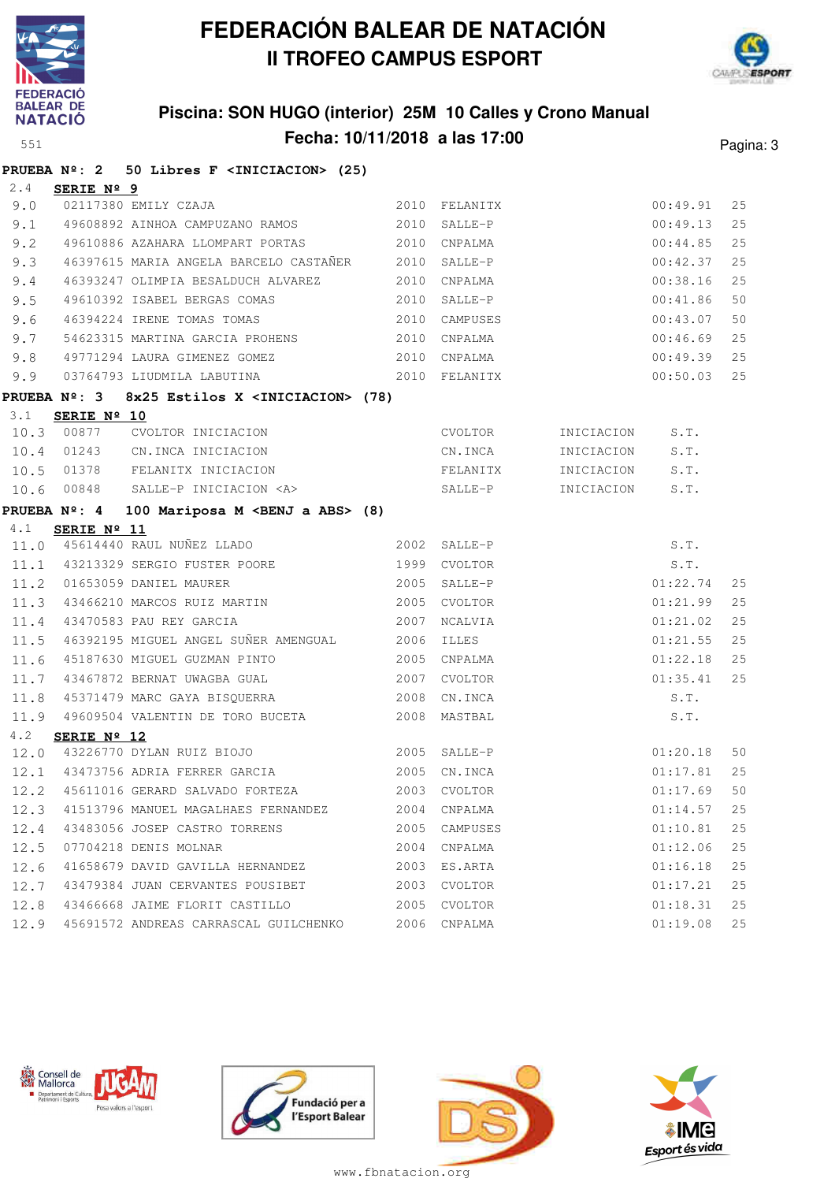# FEDERACIÓN BALEAR DE NATACIÓN
## II TROFEO CAMPUS ESPORT

### Piscina: SON HUGO (interior) 25M 10 Calles y Crono Manual
### Fecha: 10/11/2018 a las 17:00

**PRUEBA Nº: 2 50 Libres F <INICIACION> (25)**

2.4 **SERIE Nº 9**

| | | | | | | |
|---|---|---|---|---|---|---|
| 9.0 | 02117380 | EMILY CZAJA | 2010 | FELANITX | 00:49.91 | 25 |
| 9.1 | 49608892 | AINHOA CAMPUZANO RAMOS | 2010 | SALLE-P | 00:49.13 | 25 |
| 9.2 | 49610886 | AZAHARA LLOMPART PORTAS | 2010 | CNPALMA | 00:44.85 | 25 |
| 9.3 | 46397615 | MARIA ANGELA BARCELO CASTAÑER | 2010 | SALLE-P | 00:42.37 | 25 |
| 9.4 | 46393247 | OLIMPIA BESALDUCH ALVAREZ | 2010 | CNPALMA | 00:38.16 | 25 |
| 9.5 | 49610392 | ISABEL BERGAS COMAS | 2010 | SALLE-P | 00:41.86 | 50 |
| 9.6 | 46394224 | IRENE TOMAS TOMAS | 2010 | CAMPUSES | 00:43.07 | 50 |
| 9.7 | 54623315 | MARTINA GARCIA PROHENS | 2010 | CNPALMA | 00:46.69 | 25 |
| 9.8 | 49771294 | LAURA GIMENEZ GOMEZ | 2010 | CNPALMA | 00:49.39 | 25 |
| 9.9 | 03764793 | LIUDMILA LABUTINA | 2010 | FELANITX | 00:50.03 | 25 |

**PRUEBA Nº: 3 8x25 Estilos X <INICIACION> (78)**

3.1 **SERIE Nº 10**

| | | | | | |
|---|---|---|---|---|---|
| 10.3 | 00877 | CVOLTOR INICIACION | CVOLTOR | INICIACION | S.T. |
| 10.4 | 01243 | CN.INCA INICIACION | CN.INCA | INICIACION | S.T. |
| 10.5 | 01378 | FELANITX INICIACION | FELANITX | INICIACION | S.T. |
| 10.6 | 00848 | SALLE-P INICIACION <A> | SALLE-P | INICIACION | S.T. |

**PRUEBA Nº: 4 100 Mariposa M <BENJ a ABS> (8)**

4.1 **SERIE Nº 11**

| | | | | | | |
|---|---|---|---|---|---|---|
| 11.0 | 45614440 | RAUL NUÑEZ LLADO | 2002 | SALLE-P | S.T. | |
| 11.1 | 43213329 | SERGIO FUSTER POORE | 1999 | CVOLTOR | S.T. | |
| 11.2 | 01653059 | DANIEL MAURER | 2005 | SALLE-P | 01:22.74 | 25 |
| 11.3 | 43466210 | MARCOS RUIZ MARTIN | 2005 | CVOLTOR | 01:21.99 | 25 |
| 11.4 | 43470583 | PAU REY GARCIA | 2007 | NCALVIA | 01:21.02 | 25 |
| 11.5 | 46392195 | MIGUEL ANGEL SUÑER AMENGUAL | 2006 | ILLES | 01:21.55 | 25 |
| 11.6 | 45187630 | MIGUEL GUZMAN PINTO | 2005 | CNPALMA | 01:22.18 | 25 |
| 11.7 | 43467872 | BERNAT UWAGBA GUAL | 2007 | CVOLTOR | 01:35.41 | 25 |
| 11.8 | 45371479 | MARC GAYA BISQUERRA | 2008 | CN.INCA | S.T. | |
| 11.9 | 49609504 | VALENTIN DE TORO BUCETA | 2008 | MASTBAL | S.T. | |

4.2 **SERIE Nº 12**

| | | | | | | |
|---|---|---|---|---|---|---|
| 12.0 | 43226770 | DYLAN RUIZ BIOJO | 2005 | SALLE-P | 01:20.18 | 50 |
| 12.1 | 43473756 | ADRIA FERRER GARCIA | 2005 | CN.INCA | 01:17.81 | 25 |
| 12.2 | 45611016 | GERARD SALVADO FORTEZA | 2003 | CVOLTOR | 01:17.69 | 50 |
| 12.3 | 41513796 | MANUEL MAGALHAES FERNANDEZ | 2004 | CNPALMA | 01:14.57 | 25 |
| 12.4 | 43483056 | JOSEP CASTRO TORRENS | 2005 | CAMPUSES | 01:10.81 | 25 |
| 12.5 | 07704218 | DENIS MOLNAR | 2004 | CNPALMA | 01:12.06 | 25 |
| 12.6 | 41658679 | DAVID GAVILLA HERNANDEZ | 2003 | ES.ARTA | 01:16.18 | 25 |
| 12.7 | 43479384 | JUAN CERVANTES POUSIBET | 2003 | CVOLTOR | 01:17.21 | 25 |
| 12.8 | 43466668 | JAIME FLORIT CASTILLO | 2005 | CVOLTOR | 01:18.31 | 25 |
| 12.9 | 45691572 | ANDREAS CARRASCAL GUILCHENKO | 2006 | CNPALMA | 01:19.08 | 25 |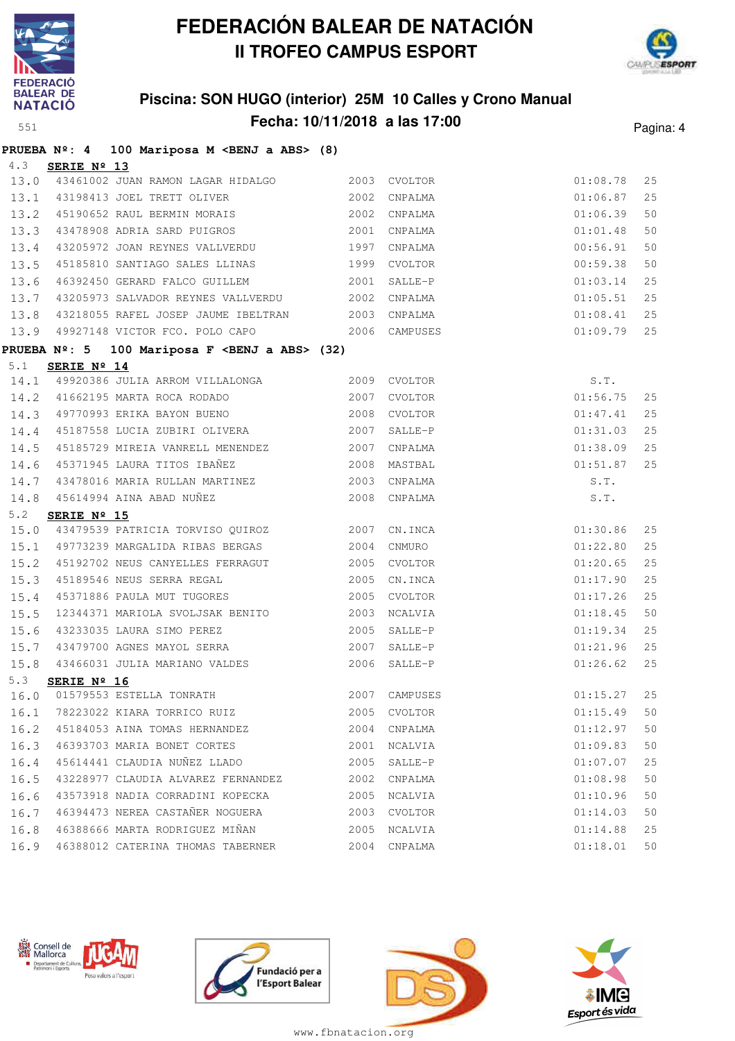# FEDERACIÓN BALEAR DE NATACIÓN
## II TROFEO CAMPUS ESPORT

### Piscina: SON HUGO (interior) 25M 10 Calles y Crono Manual
### Fecha: 10/11/2018 a las 17:00

551

**PRUEBA Nº: 4 100 Mariposa M <BENJ a ABS> (8)**

4.3 **SERIE Nº 13**

| | | | | | | |
|---|---|---|---|---|---|---|
| 13.0 | 43461002 | JUAN RAMON LAGAR HIDALGO | 2003 | CVOLTOR | 01:08.78 | 25 |
| 13.1 | 43198413 | JOEL TRETT OLIVER | 2002 | CNPALMA | 01:06.87 | 25 |
| 13.2 | 45190652 | RAUL BERMIN MORAIS | 2002 | CNPALMA | 01:06.39 | 50 |
| 13.3 | 43478908 | ADRIA SARD PUIGROS | 2001 | CNPALMA | 01:01.48 | 50 |
| 13.4 | 43205972 | JOAN REYNES VALLVERDU | 1997 | CNPALMA | 00:56.91 | 50 |
| 13.5 | 45185810 | SANTIAGO SALES LLINAS | 1999 | CVOLTOR | 00:59.38 | 50 |
| 13.6 | 46392450 | GERARD FALCO GUILLEM | 2001 | SALLE-P | 01:03.14 | 25 |
| 13.7 | 43205973 | SALVADOR REYNES VALLVERDU | 2002 | CNPALMA | 01:05.51 | 25 |
| 13.8 | 43218055 | RAFEL JOSEP JAUME IBELTRAN | 2003 | CNPALMA | 01:08.41 | 25 |
| 13.9 | 49927148 | VICTOR FCO. POLO CAPO | 2006 | CAMPUSES | 01:09.79 | 25 |

**PRUEBA Nº: 5 100 Mariposa F <BENJ a ABS> (32)**

5.1 **SERIE Nº 14**

| | | | | | | |
|---|---|---|---|---|---|---|
| 14.1 | 49920386 | JULIA ARROM VILLALONGA | 2009 | CVOLTOR | S.T. | |
| 14.2 | 41662195 | MARTA ROCA RODADO | 2007 | CVOLTOR | 01:56.75 | 25 |
| 14.3 | 49770993 | ERIKA BAYON BUENO | 2008 | CVOLTOR | 01:47.41 | 25 |
| 14.4 | 45187558 | LUCIA ZUBIRI OLIVERA | 2007 | SALLE-P | 01:31.03 | 25 |
| 14.5 | 45185729 | MIREIA VANRELL MENENDEZ | 2007 | CNPALMA | 01:38.09 | 25 |
| 14.6 | 45371945 | LAURA TITOS IBAÑEZ | 2008 | MASTBAL | 01:51.87 | 25 |
| 14.7 | 43478016 | MARIA RULLAN MARTINEZ | 2003 | CNPALMA | S.T. | |
| 14.8 | 45614994 | AINA ABAD NUÑEZ | 2008 | CNPALMA | S.T. | |

5.2 **SERIE Nº 15**

| | | | | | | |
|---|---|---|---|---|---|---|
| 15.0 | 43479539 | PATRICIA TORVISO QUIROZ | 2007 | CN.INCA | 01:30.86 | 25 |
| 15.1 | 49773239 | MARGALIDA RIBAS BERGAS | 2004 | CNMURO | 01:22.80 | 25 |
| 15.2 | 45192702 | NEUS CANYELLES FERRAGUT | 2005 | CVOLTOR | 01:20.65 | 25 |
| 15.3 | 45189546 | NEUS SERRA REGAL | 2005 | CN.INCA | 01:17.90 | 25 |
| 15.4 | 45371886 | PAULA MUT TUGORES | 2005 | CVOLTOR | 01:17.26 | 25 |
| 15.5 | 12344371 | MARIOLA SVOLJSAK BENITO | 2003 | NCALVIA | 01:18.45 | 50 |
| 15.6 | 43233035 | LAURA SIMO PEREZ | 2005 | SALLE-P | 01:19.34 | 25 |
| 15.7 | 43479700 | AGNES MAYOL SERRA | 2007 | SALLE-P | 01:21.96 | 25 |
| 15.8 | 43466031 | JULIA MARIANO VALDES | 2006 | SALLE-P | 01:26.62 | 25 |

5.3 **SERIE Nº 16**

| | | | | | | |
|---|---|---|---|---|---|---|
| 16.0 | 01579553 | ESTELLA TONRATH | 2007 | CAMPUSES | 01:15.27 | 25 |
| 16.1 | 78223022 | KIARA TORRICO RUIZ | 2005 | CVOLTOR | 01:15.49 | 50 |
| 16.2 | 45184053 | AINA TOMAS HERNANDEZ | 2004 | CNPALMA | 01:12.97 | 50 |
| 16.3 | 46393703 | MARIA BONET CORTES | 2001 | NCALVIA | 01:09.83 | 50 |
| 16.4 | 45614441 | CLAUDIA NUÑEZ LLADO | 2005 | SALLE-P | 01:07.07 | 25 |
| 16.5 | 43228977 | CLAUDIA ALVAREZ FERNANDEZ | 2002 | CNPALMA | 01:08.98 | 50 |
| 16.6 | 43573918 | NADIA CORRADINI KOPECKA | 2005 | NCALVIA | 01:10.96 | 50 |
| 16.7 | 46394473 | NEREA CASTAÑER NOGUERA | 2003 | CVOLTOR | 01:14.03 | 50 |
| 16.8 | 46388666 | MARTA RODRIGUEZ MIÑAN | 2005 | NCALVIA | 01:14.88 | 25 |
| 16.9 | 46388012 | CATERINA THOMAS TABERNER | 2004 | CNPALMA | 01:18.01 | 50 |

www.fbnatacion.org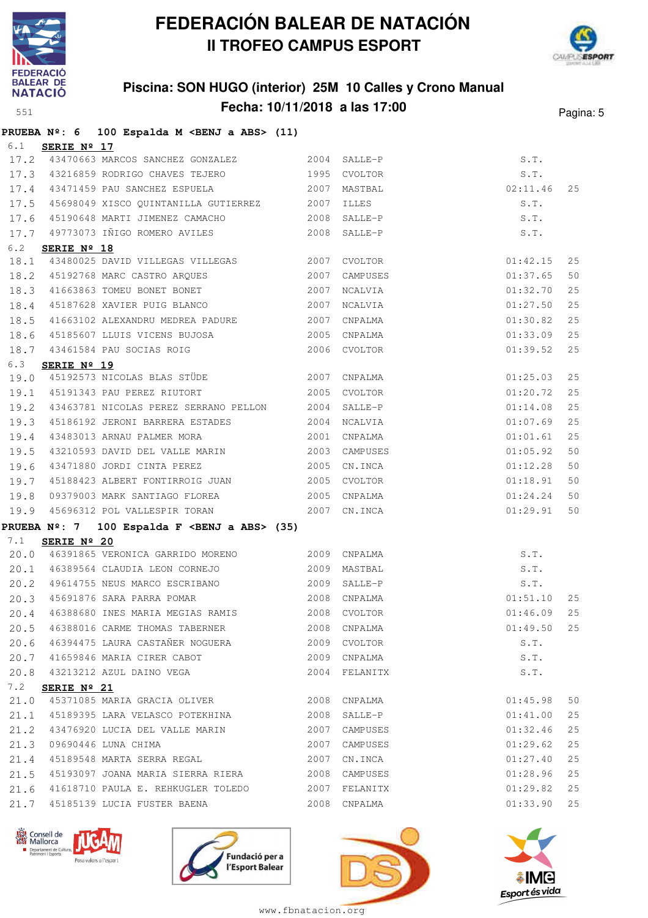# FEDERACIÓN BALEAR DE NATACIÓN
## II TROFEO CAMPUS ESPORT

### Piscina: SON HUGO (interior) 25M 10 Calles y Crono Manual
### Fecha: 10/11/2018 a las 17:00

551

**PRUEBA Nº: 6 100 Espalda M <BENJ a ABS> (11)**

6.1 **SERIE Nº 17**

| | | | | | | |
|---|---|---|---|---|---|---|
| 17.2 | 43470663 | MARCOS SANCHEZ GONZALEZ | 2004 | SALLE-P | S.T. | |
| 17.3 | 43216859 | RODRIGO CHAVES TEJERO | 1995 | CVOLTOR | S.T. | |
| 17.4 | 43471459 | PAU SANCHEZ ESPUELA | 2007 | MASTBAL | 02:11.46 | 25 |
| 17.5 | 45698049 | XISCO QUINTANILLA GUTIERREZ | 2007 | ILLES | S.T. | |
| 17.6 | 45190648 | MARTI JIMENEZ CAMACHO | 2008 | SALLE-P | S.T. | |
| 17.7 | 49773073 | IÑIGO ROMERO AVILES | 2008 | SALLE-P | S.T. | |

6.2 **SERIE Nº 18**

| | | | | | | |
|---|---|---|---|---|---|---|
| 18.1 | 43480025 | DAVID VILLEGAS VILLEGAS | 2007 | CVOLTOR | 01:42.15 | 25 |
| 18.2 | 45192768 | MARC CASTRO ARQUES | 2007 | CAMPUSES | 01:37.65 | 50 |
| 18.3 | 41663863 | TOMEU BONET BONET | 2007 | NCALVIA | 01:32.70 | 25 |
| 18.4 | 45187628 | XAVIER PUIG BLANCO | 2007 | NCALVIA | 01:27.50 | 25 |
| 18.5 | 41663102 | ALEXANDRU MEDREA PADURE | 2007 | CNPALMA | 01:30.82 | 25 |
| 18.6 | 45185607 | LLUIS VICENS BUJOSA | 2005 | CNPALMA | 01:33.09 | 25 |
| 18.7 | 43461584 | PAU SOCIAS ROIG | 2006 | CVOLTOR | 01:39.52 | 25 |

6.3 **SERIE Nº 19**

| | | | | | | |
|---|---|---|---|---|---|---|
| 19.0 | 45192573 | NICOLAS BLAS STÜDE | 2007 | CNPALMA | 01:25.03 | 25 |
| 19.1 | 45191343 | PAU PEREZ RIUTORT | 2005 | CVOLTOR | 01:20.72 | 25 |
| 19.2 | 43463781 | NICOLAS PEREZ SERRANO PELLON | 2004 | SALLE-P | 01:14.08 | 25 |
| 19.3 | 45186192 | JERONI BARRERA ESTADES | 2004 | NCALVIA | 01:07.69 | 25 |
| 19.4 | 43483013 | ARNAU PALMER MORA | 2001 | CNPALMA | 01:01.61 | 25 |
| 19.5 | 43210593 | DAVID DEL VALLE MARIN | 2003 | CAMPUSES | 01:05.92 | 50 |
| 19.6 | 43471880 | JORDI CINTA PEREZ | 2005 | CN.INCA | 01:12.28 | 50 |
| 19.7 | 45188423 | ALBERT FONTIRROIG JUAN | 2005 | CVOLTOR | 01:18.91 | 50 |
| 19.8 | 09379003 | MARK SANTIAGO FLOREA | 2005 | CNPALMA | 01:24.24 | 50 |
| 19.9 | 45696312 | POL VALLESPIR TORAN | 2007 | CN.INCA | 01:29.91 | 50 |

**PRUEBA Nº: 7 100 Espalda F <BENJ a ABS> (35)**

7.1 **SERIE Nº 20**

| | | | | | | |
|---|---|---|---|---|---|---|
| 20.0 | 46391865 | VERONICA GARRIDO MORENO | 2009 | CNPALMA | S.T. | |
| 20.1 | 46389564 | CLAUDIA LEON CORNEJO | 2009 | MASTBAL | S.T. | |
| 20.2 | 49614755 | NEUS MARCO ESCRIBANO | 2009 | SALLE-P | S.T. | |
| 20.3 | 45691876 | SARA PARRA POMAR | 2008 | CNPALMA | 01:51.10 | 25 |
| 20.4 | 46388680 | INES MARIA MEGIAS RAMIS | 2008 | CVOLTOR | 01:46.09 | 25 |
| 20.5 | 46388016 | CARME THOMAS TABERNER | 2008 | CNPALMA | 01:49.50 | 25 |
| 20.6 | 46394475 | LAURA CASTAÑER NOGUERA | 2009 | CVOLTOR | S.T. | |
| 20.7 | 41659846 | MARIA CIRER CABOT | 2009 | CNPALMA | S.T. | |
| 20.8 | 43213212 | AZUL DAINO VEGA | 2004 | FELANITX | S.T. | |

7.2 **SERIE Nº 21**

| | | | | | | |
|---|---|---|---|---|---|---|
| 21.0 | 45371085 | MARIA GRACIA OLIVER | 2008 | CNPALMA | 01:45.98 | 50 |
| 21.1 | 45189395 | LARA VELASCO POTEKHINA | 2008 | SALLE-P | 01:41.00 | 25 |
| 21.2 | 43476920 | LUCIA DEL VALLE MARIN | 2007 | CAMPUSES | 01:32.46 | 25 |
| 21.3 | 09690446 | LUNA CHIMA | 2007 | CAMPUSES | 01:29.62 | 25 |
| 21.4 | 45189548 | MARTA SERRA REGAL | 2007 | CN.INCA | 01:27.40 | 25 |
| 21.5 | 45193097 | JOANA MARIA SIERRA RIERA | 2008 | CAMPUSES | 01:28.96 | 25 |
| 21.6 | 41618710 | PAULA E. REHKUGLER TOLEDO | 2007 | FELANITX | 01:29.82 | 25 |
| 21.7 | 45185139 | LUCIA FUSTER BAENA | 2008 | CNPALMA | 01:33.90 | 25 |

www.fbnatacion.org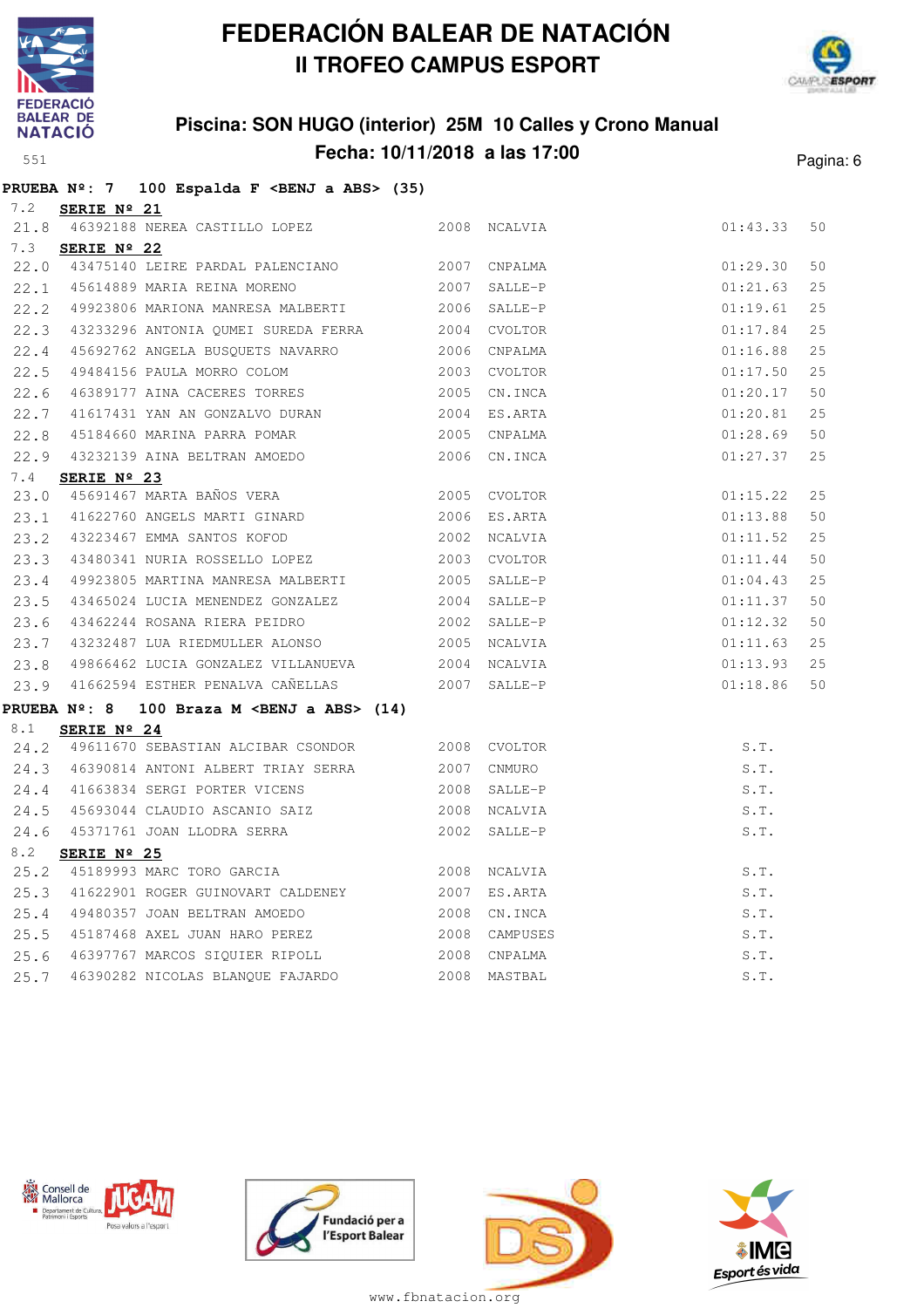# FEDERACIÓN BALEAR DE NATACIÓN
## II TROFEO CAMPUS ESPORT

### Piscina: SON HUGO (interior) 25M 10 Calles y Crono Manual
### Fecha: 10/11/2018 a las 17:00

551

**PRUEBA Nº: 7 100 Espalda F <BENJ a ABS> (35)**

7.2 **SERIE Nº 21**

| | | | | | | |
|---|---|---|---|---|---|---|
| 21.8 | 46392188 | NEREA CASTILLO LOPEZ | 2008 | NCALVIA | 01:43.33 | 50 |

7.3 **SERIE Nº 22**

| | | | | | | |
|---|---|---|---|---|---|---|
| 22.0 | 43475140 | LEIRE PARDAL PALENCIANO | 2007 | CNPALMA | 01:29.30 | 50 |
| 22.1 | 45614889 | MARIA REINA MORENO | 2007 | SALLE-P | 01:21.63 | 25 |
| 22.2 | 49923806 | MARIONA MANRESA MALBERTI | 2006 | SALLE-P | 01:19.61 | 25 |
| 22.3 | 43233296 | ANTONIA QUMEI SUREDA FERRA | 2004 | CVOLTOR | 01:17.84 | 25 |
| 22.4 | 45692762 | ANGELA BUSQUETS NAVARRO | 2006 | CNPALMA | 01:16.88 | 25 |
| 22.5 | 49484156 | PAULA MORRO COLOM | 2003 | CVOLTOR | 01:17.50 | 25 |
| 22.6 | 46389177 | AINA CACERES TORRES | 2005 | CN.INCA | 01:20.17 | 50 |
| 22.7 | 41617431 | YAN AN GONZALVO DURAN | 2004 | ES.ARTA | 01:20.81 | 25 |
| 22.8 | 45184660 | MARINA PARRA POMAR | 2005 | CNPALMA | 01:28.69 | 50 |
| 22.9 | 43232139 | AINA BELTRAN AMOEDO | 2006 | CN.INCA | 01:27.37 | 25 |

7.4 **SERIE Nº 23**

| | | | | | | |
|---|---|---|---|---|---|---|
| 23.0 | 45691467 | MARTA BAÑOS VERA | 2005 | CVOLTOR | 01:15.22 | 25 |
| 23.1 | 41622760 | ANGELS MARTI GINARD | 2006 | ES.ARTA | 01:13.88 | 50 |
| 23.2 | 43223467 | EMMA SANTOS KOFOD | 2002 | NCALVIA | 01:11.52 | 25 |
| 23.3 | 43480341 | NURIA ROSSELLO LOPEZ | 2003 | CVOLTOR | 01:11.44 | 50 |
| 23.4 | 49923805 | MARTINA MANRESA MALBERTI | 2005 | SALLE-P | 01:04.43 | 25 |
| 23.5 | 43465024 | LUCIA MENENDEZ GONZALEZ | 2004 | SALLE-P | 01:11.37 | 50 |
| 23.6 | 43462244 | ROSANA RIERA PEIDRO | 2002 | SALLE-P | 01:12.32 | 50 |
| 23.7 | 43232487 | LUA RIEDMULLER ALONSO | 2005 | NCALVIA | 01:11.63 | 25 |
| 23.8 | 49866462 | LUCIA GONZALEZ VILLANUEVA | 2004 | NCALVIA | 01:13.93 | 25 |
| 23.9 | 41662594 | ESTHER PENALVA CAÑELLAS | 2007 | SALLE-P | 01:18.86 | 50 |

**PRUEBA Nº: 8 100 Braza M <BENJ a ABS> (14)**

8.1 **SERIE Nº 24**

| | | | | | |
|---|---|---|---|---|---|
| 24.2 | 49611670 | SEBASTIAN ALCIBAR CSONDOR | 2008 | CVOLTOR | S.T. |
| 24.3 | 46390814 | ANTONI ALBERT TRIAY SERRA | 2007 | CNMURO | S.T. |
| 24.4 | 41663834 | SERGI PORTER VICENS | 2008 | SALLE-P | S.T. |
| 24.5 | 45693044 | CLAUDIO ASCANIO SAIZ | 2008 | NCALVIA | S.T. |
| 24.6 | 45371761 | JOAN LLODRA SERRA | 2002 | SALLE-P | S.T. |

8.2 **SERIE Nº 25**

| | | | | | |
|---|---|---|---|---|---|
| 25.2 | 45189993 | MARC TORO GARCIA | 2008 | NCALVIA | S.T. |
| 25.3 | 41622901 | ROGER GUINOVART CALDENEY | 2007 | ES.ARTA | S.T. |
| 25.4 | 49480357 | JOAN BELTRAN AMOEDO | 2008 | CN.INCA | S.T. |
| 25.5 | 45187468 | AXEL JUAN HARO PEREZ | 2008 | CAMPUSES | S.T. |
| 25.6 | 46397767 | MARCOS SIQUIER RIPOLL | 2008 | CNPALMA | S.T. |
| 25.7 | 46390282 | NICOLAS BLANQUE FAJARDO | 2008 | MASTBAL | S.T. |

www.fbnatacion.org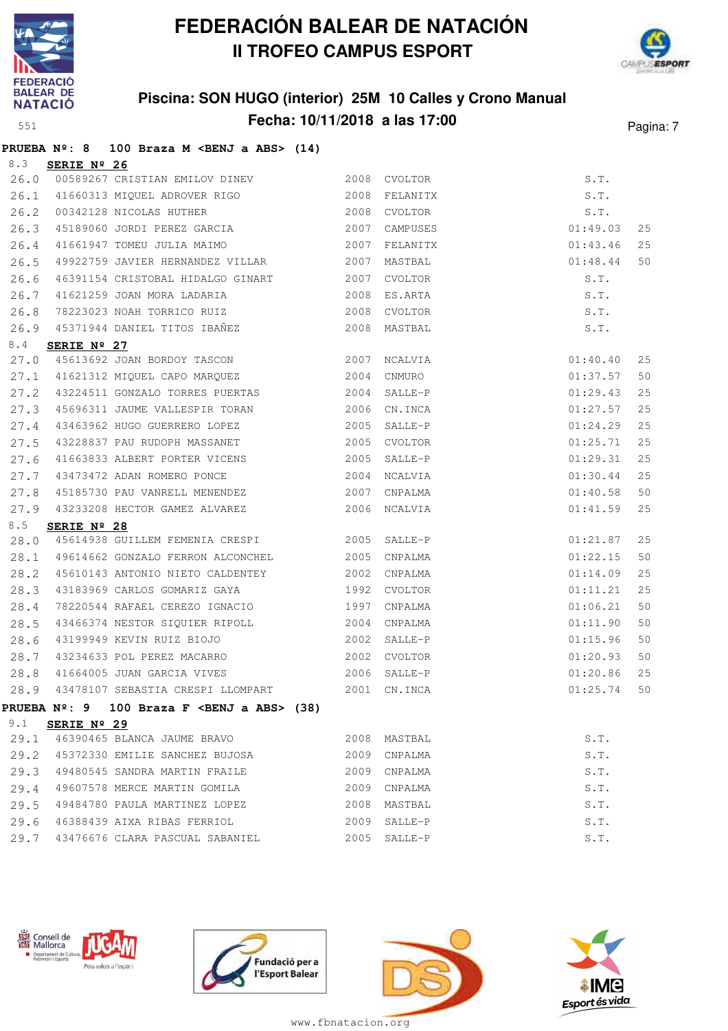# FEDERACIÓN BALEAR DE NATACIÓN
## II TROFEO CAMPUS ESPORT

### Piscina: SON HUGO (interior) 25M 10 Calles y Crono Manual
### Fecha: 10/11/2018 a las 17:00

551

**PRUEBA Nº: 8 100 Braza M <BENJ a ABS> (14)**

8.3 **SERIE Nº 26**

| | | | | | | |
|---|---|---|---|---|---|---|
| 26.0 | 00589267 CRISTIAN EMILOV DINEV | 2008 | CVOLTOR | S.T. | |
| 26.1 | 41660313 MIQUEL ADROVER RIGO | 2008 | FELANITX | S.T. | |
| 26.2 | 00342128 NICOLAS HUTHER | 2008 | CVOLTOR | S.T. | |
| 26.3 | 45189060 JORDI PEREZ GARCIA | 2007 | CAMPUSES | 01:49.03 | 25 |
| 26.4 | 41661947 TOMEU JULIA MAIMO | 2007 | FELANITX | 01:43.46 | 25 |
| 26.5 | 49922759 JAVIER HERNANDEZ VILLAR | 2007 | MASTBAL | 01:48.44 | 50 |
| 26.6 | 46391154 CRISTOBAL HIDALGO GINART | 2007 | CVOLTOR | S.T. | |
| 26.7 | 41621259 JOAN MORA LADARIA | 2008 | ES.ARTA | S.T. | |
| 26.8 | 78223023 NOAH TORRICO RUIZ | 2008 | CVOLTOR | S.T. | |
| 26.9 | 45371944 DANIEL TITOS IBAÑEZ | 2008 | MASTBAL | S.T. | |

8.4 **SERIE Nº 27**

| | | | | | |
|---|---|---|---|---|---|
| 27.0 | 45613692 JOAN BORDOY TASCON | 2007 | NCALVIA | 01:40.40 | 25 |
| 27.1 | 41621312 MIQUEL CAPO MARQUEZ | 2004 | CNMURO | 01:37.57 | 50 |
| 27.2 | 43224511 GONZALO TORRES PUERTAS | 2004 | SALLE-P | 01:29.43 | 25 |
| 27.3 | 45696311 JAUME VALLESPIR TORAN | 2006 | CN.INCA | 01:27.57 | 25 |
| 27.4 | 43463962 HUGO GUERRERO LOPEZ | 2005 | SALLE-P | 01:24.29 | 25 |
| 27.5 | 43228837 PAU RUDOPH MASSANET | 2005 | CVOLTOR | 01:25.71 | 25 |
| 27.6 | 41663833 ALBERT PORTER VICENS | 2005 | SALLE-P | 01:29.31 | 25 |
| 27.7 | 43473472 ADAN ROMERO PONCE | 2004 | NCALVIA | 01:30.44 | 25 |
| 27.8 | 45185730 PAU VANRELL MENENDEZ | 2007 | CNPALMA | 01:40.58 | 50 |
| 27.9 | 43233208 HECTOR GAMEZ ALVAREZ | 2006 | NCALVIA | 01:41.59 | 25 |

8.5 **SERIE Nº 28**

| | | | | | |
|---|---|---|---|---|---|
| 28.0 | 45614938 GUILLEM FEMENIA CRESPI | 2005 | SALLE-P | 01:21.87 | 25 |
| 28.1 | 49614662 GONZALO FERRON ALCONCHEL | 2005 | CNPALMA | 01:22.15 | 50 |
| 28.2 | 45610143 ANTONIO NIETO CALDENTEY | 2002 | CNPALMA | 01:14.09 | 25 |
| 28.3 | 43183969 CARLOS GOMARIZ GAYA | 1992 | CVOLTOR | 01:11.21 | 25 |
| 28.4 | 78220544 RAFAEL CEREZO IGNACIO | 1997 | CNPALMA | 01:06.21 | 50 |
| 28.5 | 43466374 NESTOR SIQUIER RIPOLL | 2004 | CNPALMA | 01:11.90 | 50 |
| 28.6 | 43199949 KEVIN RUIZ BIOJO | 2002 | SALLE-P | 01:15.96 | 50 |
| 28.7 | 43234633 POL PEREZ MACARRO | 2002 | CVOLTOR | 01:20.93 | 50 |
| 28.8 | 41664005 JUAN GARCIA VIVES | 2006 | SALLE-P | 01:20.86 | 25 |
| 28.9 | 43478107 SEBASTIA CRESPI LLOMPART | 2001 | CN.INCA | 01:25.74 | 50 |

**PRUEBA Nº: 9 100 Braza F <BENJ a ABS> (38)**

9.1 **SERIE Nº 29**

| | | | | |
|---|---|---|---|---|
| 29.1 | 46390465 BLANCA JAUME BRAVO | 2008 | MASTBAL | S.T. |
| 29.2 | 45372330 EMILIE SANCHEZ BUJOSA | 2009 | CNPALMA | S.T. |
| 29.3 | 49480545 SANDRA MARTIN FRAILE | 2009 | CNPALMA | S.T. |
| 29.4 | 49607578 MERCE MARTIN GOMILA | 2009 | CNPALMA | S.T. |
| 29.5 | 49484780 PAULA MARTINEZ LOPEZ | 2008 | MASTBAL | S.T. |
| 29.6 | 46388439 AIXA RIBAS FERRIOL | 2009 | SALLE-P | S.T. |
| 29.7 | 43476676 CLARA PASCUAL SABANIEL | 2005 | SALLE-P | S.T. |

www.fbnatacion.org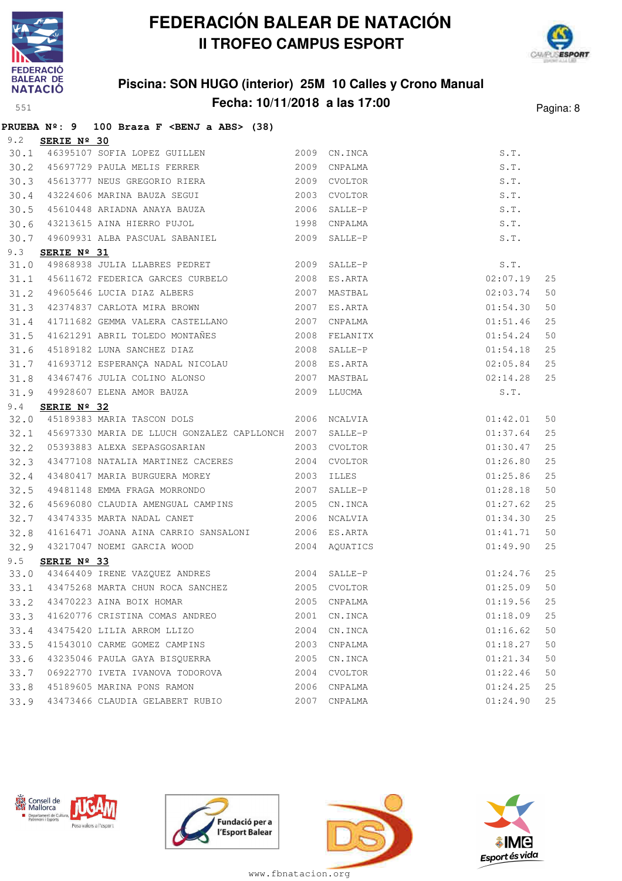# FEDERACIÓN BALEAR DE NATACIÓN

## II TROFEO CAMPUS ESPORT

### Piscina: SON HUGO (interior) 25M 10 Calles y Crono Manual

### Fecha: 10/11/2018 a las 17:00

551

**PRUEBA Nº: 9 100 Braza F <BENJ a ABS> (38)**

9.2 **SERIE Nº 30**

| | | | | | | |
|---|---|---|---|---|---|---|
| 30.1 | 46395107 | SOFIA LOPEZ GUILLEN | 2009 | CN.INCA | S.T. | |
| 30.2 | 45697729 | PAULA MELIS FERRER | 2009 | CNPALMA | S.T. | |
| 30.3 | 45613777 | NEUS GREGORIO RIERA | 2009 | CVOLTOR | S.T. | |
| 30.4 | 43224606 | MARINA BAUZA SEGUI | 2003 | CVOLTOR | S.T. | |
| 30.5 | 45610448 | ARIADNA ANAYA BAUZA | 2006 | SALLE-P | S.T. | |
| 30.6 | 43213615 | AINA HIERRO PUJOL | 1998 | CNPALMA | S.T. | |
| 30.7 | 49609931 | ALBA PASCUAL SABANIEL | 2009 | SALLE-P | S.T. | |

9.3 **SERIE Nº 31**

| | | | | | | |
|---|---|---|---|---|---|---|
| 31.0 | 49868938 | JULIA LLABRES PEDRET | 2009 | SALLE-P | S.T. | |
| 31.1 | 45611672 | FEDERICA GARCES CURBELO | 2008 | ES.ARTA | 02:07.19 | 25 |
| 31.2 | 49605646 | LUCIA DIAZ ALBERS | 2007 | MASTBAL | 02:03.74 | 50 |
| 31.3 | 42374837 | CARLOTA MIRA BROWN | 2007 | ES.ARTA | 01:54.30 | 50 |
| 31.4 | 41711682 | GEMMA VALERA CASTELLANO | 2007 | CNPALMA | 01:51.46 | 25 |
| 31.5 | 41621291 | ABRIL TOLEDO MONTAÑES | 2008 | FELANITX | 01:54.24 | 50 |
| 31.6 | 45189182 | LUNA SANCHEZ DIAZ | 2008 | SALLE-P | 01:54.18 | 25 |
| 31.7 | 41693712 | ESPERANÇA NADAL NICOLAU | 2008 | ES.ARTA | 02:05.84 | 25 |
| 31.8 | 43467476 | JULIA COLINO ALONSO | 2007 | MASTBAL | 02:14.28 | 25 |
| 31.9 | 49928607 | ELENA AMOR BAUZA | 2009 | LLUCMA | S.T. | |

9.4 **SERIE Nº 32**

| | | | | | | |
|---|---|---|---|---|---|---|
| 32.0 | 45189383 | MARIA TASCON DOLS | 2006 | NCALVIA | 01:42.01 | 50 |
| 32.1 | 45697330 | MARIA DE LLUCH GONZALEZ CAPLLONCH | 2007 | SALLE-P | 01:37.64 | 25 |
| 32.2 | 05393883 | ALEXA SEPASGOSARIAN | 2003 | CVOLTOR | 01:30.47 | 25 |
| 32.3 | 43477108 | NATALIA MARTINEZ CACERES | 2004 | CVOLTOR | 01:26.80 | 25 |
| 32.4 | 43480417 | MARIA BURGUERA MOREY | 2003 | ILLES | 01:25.86 | 25 |
| 32.5 | 49481148 | EMMA FRAGA MORRONDO | 2007 | SALLE-P | 01:28.18 | 50 |
| 32.6 | 45696080 | CLAUDIA AMENGUAL CAMPINS | 2005 | CN.INCA | 01:27.62 | 25 |
| 32.7 | 43474335 | MARTA NADAL CANET | 2006 | NCALVIA | 01:34.30 | 25 |
| 32.8 | 41616471 | JOANA AINA CARRIO SANSALONI | 2006 | ES.ARTA | 01:41.71 | 50 |
| 32.9 | 43217047 | NOEMI GARCIA WOOD | 2004 | AQUATICS | 01:49.90 | 25 |

9.5 **SERIE Nº 33**

| | | | | | | |
|---|---|---|---|---|---|---|
| 33.0 | 43464409 | IRENE VAZQUEZ ANDRES | 2004 | SALLE-P | 01:24.76 | 25 |
| 33.1 | 43475268 | MARTA CHUN ROCA SANCHEZ | 2005 | CVOLTOR | 01:25.09 | 50 |
| 33.2 | 43470223 | AINA BOIX HOMAR | 2005 | CNPALMA | 01:19.56 | 25 |
| 33.3 | 41620776 | CRISTINA COMAS ANDREO | 2001 | CN.INCA | 01:18.09 | 25 |
| 33.4 | 43475420 | LILIA ARROM LLIZO | 2004 | CN.INCA | 01:16.62 | 50 |
| 33.5 | 41543010 | CARME GOMEZ CAMPINS | 2003 | CNPALMA | 01:18.27 | 50 |
| 33.6 | 43235046 | PAULA GAYA BISQUERRA | 2005 | CN.INCA | 01:21.34 | 50 |
| 33.7 | 06922770 | IVETA IVANOVA TODOROVA | 2004 | CVOLTOR | 01:22.46 | 50 |
| 33.8 | 45189605 | MARINA PONS RAMON | 2006 | CNPALMA | 01:24.25 | 25 |
| 33.9 | 43473466 | CLAUDIA GELABERT RUBIO | 2007 | CNPALMA | 01:24.90 | 25 |

www.fbnatacion.org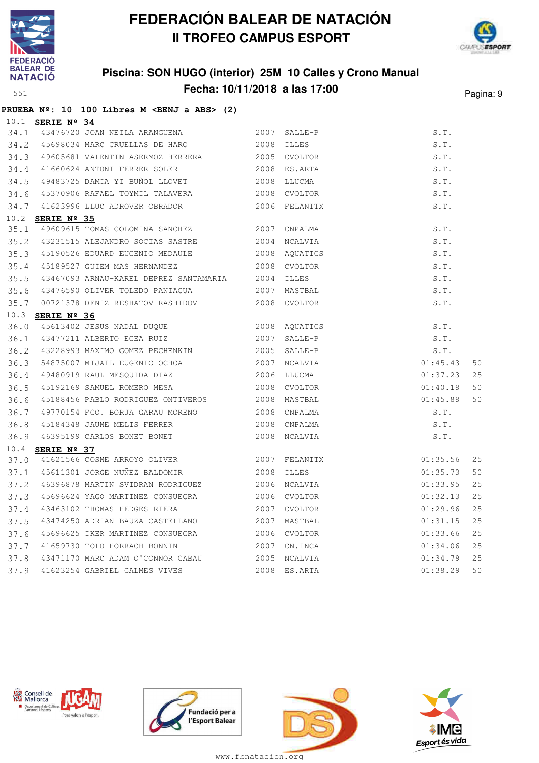# FEDERACIÓN BALEAR DE NATACIÓN
## II TROFEO CAMPUS ESPORT

### Piscina: SON HUGO (interior) 25M 10 Calles y Crono Manual
### Fecha: 10/11/2018 a las 17:00

**PRUEBA Nº: 10 100 Libres M <BENJ a ABS> (2)**

10.1 **SERIE Nº 34**

| | | | | | | |
|---|---|---|---|---|---|---|
| 34.1 | 43476720 | JOAN NEILA ARANGUENA | 2007 | SALLE-P | S.T. | |
| 34.2 | 45698034 | MARC CRUELLAS DE HARO | 2008 | ILLES | S.T. | |
| 34.3 | 49605681 | VALENTIN ASERMOZ HERRERA | 2005 | CVOLTOR | S.T. | |
| 34.4 | 41660624 | ANTONI FERRER SOLER | 2008 | ES.ARTA | S.T. | |
| 34.5 | 49483725 | DAMIA YI BUÑOL LLOVET | 2008 | LLUCMA | S.T. | |
| 34.6 | 45370906 | RAFAEL TOYMIL TALAVERA | 2008 | CVOLTOR | S.T. | |
| 34.7 | 41623996 | LLUC ADROVER OBRADOR | 2006 | FELANITX | S.T. | |

10.2 **SERIE Nº 35**

| | | | | | | |
|---|---|---|---|---|---|---|
| 35.1 | 49609615 | TOMAS COLOMINA SANCHEZ | 2007 | CNPALMA | S.T. | |
| 35.2 | 43231515 | ALEJANDRO SOCIAS SASTRE | 2004 | NCALVIA | S.T. | |
| 35.3 | 45190526 | EDUARD EUGENIO MEDAULE | 2008 | AQUATICS | S.T. | |
| 35.4 | 45189527 | GUIEM MAS HERNANDEZ | 2008 | CVOLTOR | S.T. | |
| 35.5 | 43467093 | ARNAU-KAREL DEPREZ SANTAMARIA | 2004 | ILLES | S.T. | |
| 35.6 | 43476590 | OLIVER TOLEDO PANIAGUA | 2007 | MASTBAL | S.T. | |
| 35.7 | 00721378 | DENIZ RESHATOV RASHIDOV | 2008 | CVOLTOR | S.T. | |

10.3 **SERIE Nº 36**

| | | | | | | |
|---|---|---|---|---|---|---|
| 36.0 | 45613402 | JESUS NADAL DUQUE | 2008 | AQUATICS | S.T. | |
| 36.1 | 43477211 | ALBERTO EGEA RUIZ | 2007 | SALLE-P | S.T. | |
| 36.2 | 43228993 | MAXIMO GOMEZ PECHENKIN | 2005 | SALLE-P | S.T. | |
| 36.3 | 54875007 | MIJAIL EUGENIO OCHOA | 2007 | NCALVIA | 01:45.43 | 50 |
| 36.4 | 49480919 | RAUL MESQUIDA DIAZ | 2006 | LLUCMA | 01:37.23 | 25 |
| 36.5 | 45192169 | SAMUEL ROMERO MESA | 2008 | CVOLTOR | 01:40.18 | 50 |
| 36.6 | 45188456 | PABLO RODRIGUEZ ONTIVEROS | 2008 | MASTBAL | 01:45.88 | 50 |
| 36.7 | 49770154 | FCO. BORJA GARAU MORENO | 2008 | CNPALMA | S.T. | |
| 36.8 | 45184348 | JAUME MELIS FERRER | 2008 | CNPALMA | S.T. | |
| 36.9 | 46395199 | CARLOS BONET BONET | 2008 | NCALVIA | S.T. | |

10.4 **SERIE Nº 37**

| | | | | | | |
|---|---|---|---|---|---|---|
| 37.0 | 41621566 | COSME ARROYO OLIVER | 2007 | FELANITX | 01:35.56 | 25 |
| 37.1 | 45611301 | JORGE NUÑEZ BALDOMIR | 2008 | ILLES | 01:35.73 | 50 |
| 37.2 | 46396878 | MARTIN SVIDRAN RODRIGUEZ | 2006 | NCALVIA | 01:33.95 | 25 |
| 37.3 | 45696624 | YAGO MARTINEZ CONSUEGRA | 2006 | CVOLTOR | 01:32.13 | 25 |
| 37.4 | 43463102 | THOMAS HEDGES RIERA | 2007 | CVOLTOR | 01:29.96 | 25 |
| 37.5 | 43474250 | ADRIAN BAUZA CASTELLANO | 2007 | MASTBAL | 01:31.15 | 25 |
| 37.6 | 45696625 | IKER MARTINEZ CONSUEGRA | 2006 | CVOLTOR | 01:33.66 | 25 |
| 37.7 | 41659730 | TOLO HORRACH BONNIN | 2007 | CN.INCA | 01:34.06 | 25 |
| 37.8 | 43471170 | MARC ADAM O'CONNOR CABAU | 2005 | NCALVIA | 01:34.79 | 25 |
| 37.9 | 41623254 | GABRIEL GALMES VIVES | 2008 | ES.ARTA | 01:38.29 | 50 |

www.fbnatacion.org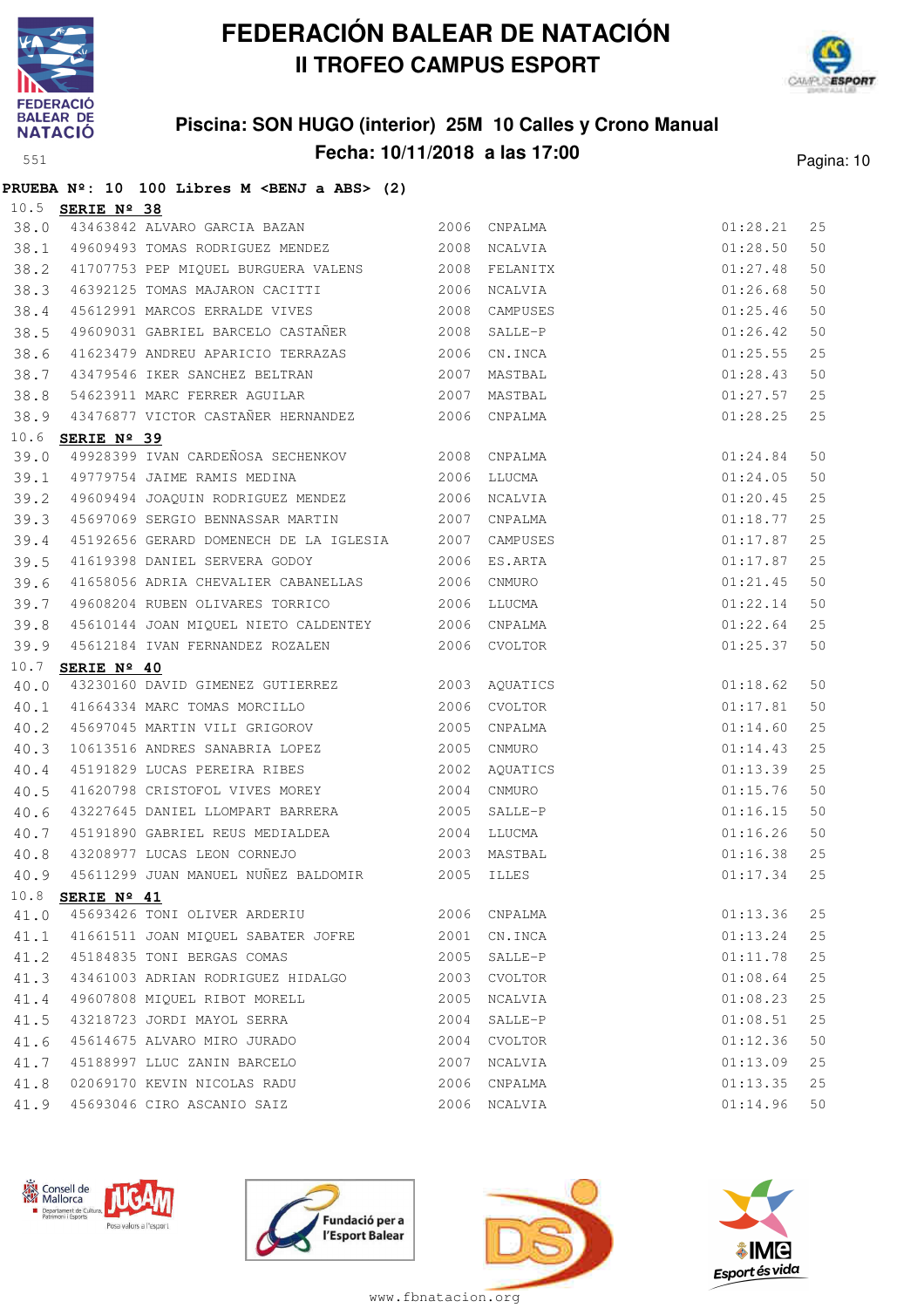# FEDERACIÓN BALEAR DE NATACIÓN
## II TROFEO CAMPUS ESPORT

### Piscina: SON HUGO (interior) 25M 10 Calles y Crono Manual
### Fecha: 10/11/2018 a las 17:00

551

**PRUEBA Nº: 10 100 Libres M <BENJ a ABS> (2)**

10.5 **SERIE Nº 38**

| | | | | | | |
|---|---|---|---|---|---|---|
| 38.0 | 43463842 | ALVARO GARCIA BAZAN | 2006 | CNPALMA | 01:28.21 | 25 |
| 38.1 | 49609493 | TOMAS RODRIGUEZ MENDEZ | 2008 | NCALVIA | 01:28.50 | 50 |
| 38.2 | 41707753 | PEP MIQUEL BURGUERA VALENS | 2008 | FELANITX | 01:27.48 | 50 |
| 38.3 | 46392125 | TOMAS MAJARON CACITTI | 2006 | NCALVIA | 01:26.68 | 50 |
| 38.4 | 45612991 | MARCOS ERRALDE VIVES | 2008 | CAMPUSES | 01:25.46 | 50 |
| 38.5 | 49609031 | GABRIEL BARCELO CASTAÑER | 2008 | SALLE-P | 01:26.42 | 50 |
| 38.6 | 41623479 | ANDREU APARICIO TERRAZAS | 2006 | CN.INCA | 01:25.55 | 25 |
| 38.7 | 43479546 | IKER SANCHEZ BELTRAN | 2007 | MASTBAL | 01:28.43 | 50 |
| 38.8 | 54623911 | MARC FERRER AGUILAR | 2007 | MASTBAL | 01:27.57 | 25 |
| 38.9 | 43476877 | VICTOR CASTAÑER HERNANDEZ | 2006 | CNPALMA | 01:28.25 | 25 |

10.6 **SERIE Nº 39**

| | | | | | | |
|---|---|---|---|---|---|---|
| 39.0 | 49928399 | IVAN CARDEÑOSA SECHENKOV | 2008 | CNPALMA | 01:24.84 | 50 |
| 39.1 | 49779754 | JAIME RAMIS MEDINA | 2006 | LLUCMA | 01:24.05 | 50 |
| 39.2 | 49609494 | JOAQUIN RODRIGUEZ MENDEZ | 2006 | NCALVIA | 01:20.45 | 25 |
| 39.3 | 45697069 | SERGIO BENNASSAR MARTIN | 2007 | CNPALMA | 01:18.77 | 25 |
| 39.4 | 45192656 | GERARD DOMENECH DE LA IGLESIA | 2007 | CAMPUSES | 01:17.87 | 25 |
| 39.5 | 41619398 | DANIEL SERVERA GODOY | 2006 | ES.ARTA | 01:17.87 | 25 |
| 39.6 | 41658056 | ADRIA CHEVALIER CABANELLAS | 2006 | CNMURO | 01:21.45 | 50 |
| 39.7 | 49608204 | RUBEN OLIVARES TORRICO | 2006 | LLUCMA | 01:22.14 | 50 |
| 39.8 | 45610144 | JOAN MIQUEL NIETO CALDENTEY | 2006 | CNPALMA | 01:22.64 | 25 |
| 39.9 | 45612184 | IVAN FERNANDEZ ROZALEN | 2006 | CVOLTOR | 01:25.37 | 50 |

10.7 **SERIE Nº 40**

| | | | | | | |
|---|---|---|---|---|---|---|
| 40.0 | 43230160 | DAVID GIMENEZ GUTIERREZ | 2003 | AQUATICS | 01:18.62 | 50 |
| 40.1 | 41664334 | MARC TOMAS MORCILLO | 2006 | CVOLTOR | 01:17.81 | 50 |
| 40.2 | 45697045 | MARTIN VILI GRIGOROV | 2005 | CNPALMA | 01:14.60 | 25 |
| 40.3 | 10613516 | ANDRES SANABRIA LOPEZ | 2005 | CNMURO | 01:14.43 | 25 |
| 40.4 | 45191829 | LUCAS PEREIRA RIBES | 2002 | AQUATICS | 01:13.39 | 25 |
| 40.5 | 41620798 | CRISTOFOL VIVES MOREY | 2004 | CNMURO | 01:15.76 | 50 |
| 40.6 | 43227645 | DANIEL LLOMPART BARRERA | 2005 | SALLE-P | 01:16.15 | 50 |
| 40.7 | 45191890 | GABRIEL REUS MEDIALDEA | 2004 | LLUCMA | 01:16.26 | 50 |
| 40.8 | 43208977 | LUCAS LEON CORNEJO | 2003 | MASTBAL | 01:16.38 | 25 |
| 40.9 | 45611299 | JUAN MANUEL NUÑEZ BALDOMIR | 2005 | ILLES | 01:17.34 | 25 |

10.8 **SERIE Nº 41**

| | | | | | | |
|---|---|---|---|---|---|---|
| 41.0 | 45693426 | TONI OLIVER ARDERIU | 2006 | CNPALMA | 01:13.36 | 25 |
| 41.1 | 41661511 | JOAN MIQUEL SABATER JOFRE | 2001 | CN.INCA | 01:13.24 | 25 |
| 41.2 | 45184835 | TONI BERGAS COMAS | 2005 | SALLE-P | 01:11.78 | 25 |
| 41.3 | 43461003 | ADRIAN RODRIGUEZ HIDALGO | 2003 | CVOLTOR | 01:08.64 | 25 |
| 41.4 | 49607808 | MIQUEL RIBOT MORELL | 2005 | NCALVIA | 01:08.23 | 25 |
| 41.5 | 43218723 | JORDI MAYOL SERRA | 2004 | SALLE-P | 01:08.51 | 25 |
| 41.6 | 45614675 | ALVARO MIRO JURADO | 2004 | CVOLTOR | 01:12.36 | 50 |
| 41.7 | 45188997 | LLUC ZANIN BARCELO | 2007 | NCALVIA | 01:13.09 | 25 |
| 41.8 | 02069170 | KEVIN NICOLAS RADU | 2006 | CNPALMA | 01:13.35 | 25 |
| 41.9 | 45693046 | CIRO ASCANIO SAIZ | 2006 | NCALVIA | 01:14.96 | 50 |

www.fbnatacion.org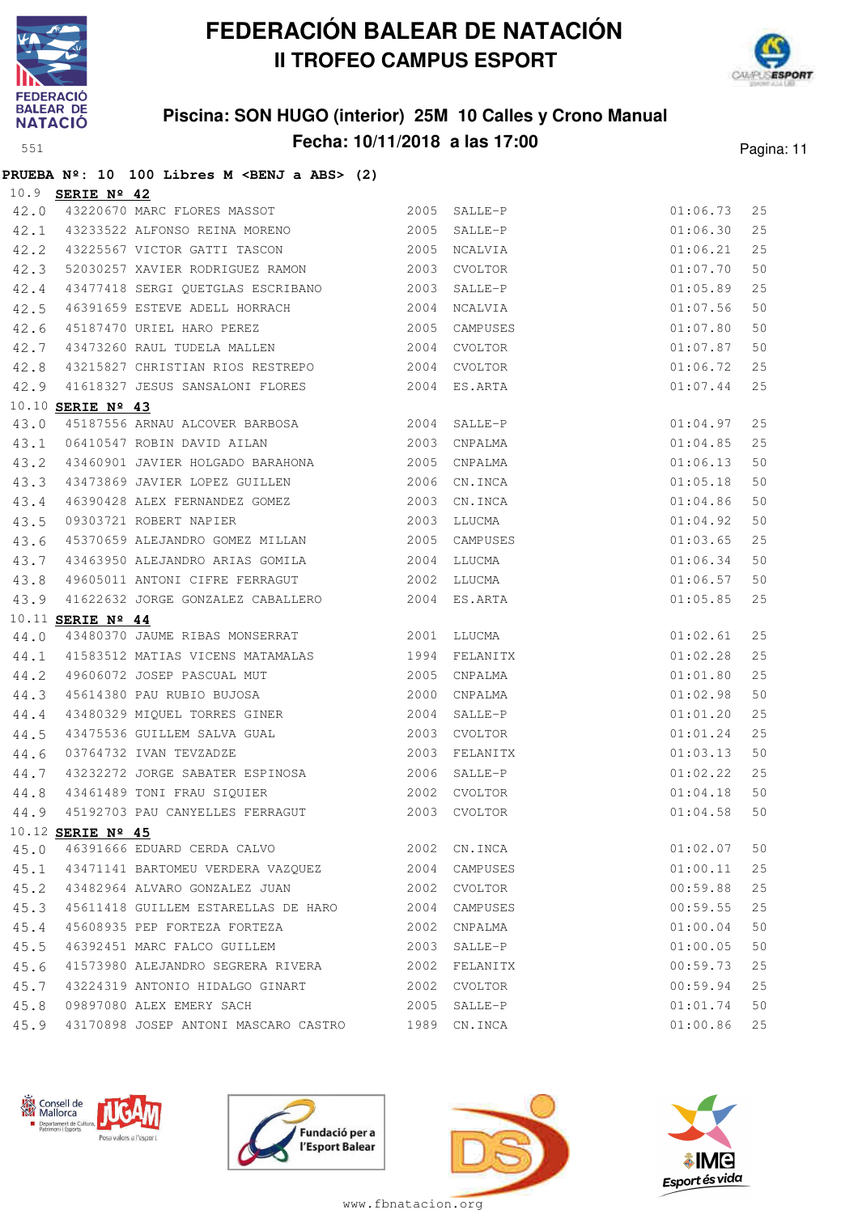# FEDERACIÓN BALEAR DE NATACIÓN
## II TROFEO CAMPUS ESPORT

### Piscina: SON HUGO (interior) 25M 10 Calles y Crono Manual
### Fecha: 10/11/2018 a las 17:00

**PRUEBA Nº: 10 100 Libres M <BENJ a ABS> (2)**

10.9 **SERIE Nº 42**

| | | | | | | |
|---|---|---|---|---|---|---|
| 42.0 | 43220670 | MARC FLORES MASSOT | 2005 | SALLE-P | 01:06.73 | 25 |
| 42.1 | 43233522 | ALFONSO REINA MORENO | 2005 | SALLE-P | 01:06.30 | 25 |
| 42.2 | 43225567 | VICTOR GATTI TASCON | 2005 | NCALVIA | 01:06.21 | 25 |
| 42.3 | 52030257 | XAVIER RODRIGUEZ RAMON | 2003 | CVOLTOR | 01:07.70 | 50 |
| 42.4 | 43477418 | SERGI QUETGLAS ESCRIBANO | 2003 | SALLE-P | 01:05.89 | 25 |
| 42.5 | 46391659 | ESTEVE ADELL HORRACH | 2004 | NCALVIA | 01:07.56 | 50 |
| 42.6 | 45187470 | URIEL HARO PEREZ | 2005 | CAMPUSES | 01:07.80 | 50 |
| 42.7 | 43473260 | RAUL TUDELA MALLEN | 2004 | CVOLTOR | 01:07.87 | 50 |
| 42.8 | 43215827 | CHRISTIAN RIOS RESTREPO | 2004 | CVOLTOR | 01:06.72 | 25 |
| 42.9 | 41618327 | JESUS SANSALONI FLORES | 2004 | ES.ARTA | 01:07.44 | 25 |

10.10 **SERIE Nº 43**

| | | | | | | |
|---|---|---|---|---|---|---|
| 43.0 | 45187556 | ARNAU ALCOVER BARBOSA | 2004 | SALLE-P | 01:04.97 | 25 |
| 43.1 | 06410547 | ROBIN DAVID AILAN | 2003 | CNPALMA | 01:04.85 | 25 |
| 43.2 | 43460901 | JAVIER HOLGADO BARAHONA | 2005 | CNPALMA | 01:06.13 | 50 |
| 43.3 | 43473869 | JAVIER LOPEZ GUILLEN | 2006 | CN.INCA | 01:05.18 | 50 |
| 43.4 | 46390428 | ALEX FERNANDEZ GOMEZ | 2003 | CN.INCA | 01:04.86 | 50 |
| 43.5 | 09303721 | ROBERT NAPIER | 2003 | LLUCMA | 01:04.92 | 50 |
| 43.6 | 45370659 | ALEJANDRO GOMEZ MILLAN | 2005 | CAMPUSES | 01:03.65 | 25 |
| 43.7 | 43463950 | ALEJANDRO ARIAS GOMILA | 2004 | LLUCMA | 01:06.34 | 50 |
| 43.8 | 49605011 | ANTONI CIFRE FERRAGUT | 2002 | LLUCMA | 01:06.57 | 50 |
| 43.9 | 41622632 | JORGE GONZALEZ CABALLERO | 2004 | ES.ARTA | 01:05.85 | 25 |

10.11 **SERIE Nº 44**

| | | | | | | |
|---|---|---|---|---|---|---|
| 44.0 | 43480370 | JAUME RIBAS MONSERRAT | 2001 | LLUCMA | 01:02.61 | 25 |
| 44.1 | 41583512 | MATIAS VICENS MATAMALAS | 1994 | FELANITX | 01:02.28 | 25 |
| 44.2 | 49606072 | JOSEP PASCUAL MUT | 2005 | CNPALMA | 01:01.80 | 25 |
| 44.3 | 45614380 | PAU RUBIO BUJOSA | 2000 | CNPALMA | 01:02.98 | 50 |
| 44.4 | 43480329 | MIQUEL TORRES GINER | 2004 | SALLE-P | 01:01.20 | 25 |
| 44.5 | 43475536 | GUILLEM SALVA GUAL | 2003 | CVOLTOR | 01:01.24 | 25 |
| 44.6 | 03764732 | IVAN TEVZADZE | 2003 | FELANITX | 01:03.13 | 50 |
| 44.7 | 43232272 | JORGE SABATER ESPINOSA | 2006 | SALLE-P | 01:02.22 | 25 |
| 44.8 | 43461489 | TONI FRAU SIQUIER | 2002 | CVOLTOR | 01:04.18 | 50 |
| 44.9 | 45192703 | PAU CANYELLES FERRAGUT | 2003 | CVOLTOR | 01:04.58 | 50 |

10.12 **SERIE Nº 45**

| | | | | | | |
|---|---|---|---|---|---|---|
| 45.0 | 46391666 | EDUARD CERDA CALVO | 2002 | CN.INCA | 01:02.07 | 50 |
| 45.1 | 43471141 | BARTOMEU VERDERA VAZQUEZ | 2004 | CAMPUSES | 01:00.11 | 25 |
| 45.2 | 43482964 | ALVARO GONZALEZ JUAN | 2002 | CVOLTOR | 00:59.88 | 25 |
| 45.3 | 45611418 | GUILLEM ESTARELLAS DE HARO | 2004 | CAMPUSES | 00:59.55 | 25 |
| 45.4 | 45608935 | PEP FORTEZA FORTEZA | 2002 | CNPALMA | 01:00.04 | 50 |
| 45.5 | 46392451 | MARC FALCO GUILLEM | 2003 | SALLE-P | 01:00.05 | 50 |
| 45.6 | 41573980 | ALEJANDRO SEGRERA RIVERA | 2002 | FELANITX | 00:59.73 | 25 |
| 45.7 | 43224319 | ANTONIO HIDALGO GINART | 2002 | CVOLTOR | 00:59.94 | 25 |
| 45.8 | 09897080 | ALEX EMERY SACH | 2005 | SALLE-P | 01:01.74 | 50 |
| 45.9 | 43170898 | JOSEP ANTONI MASCARO CASTRO | 1989 | CN.INCA | 01:00.86 | 25 |

www.fbnatacion.org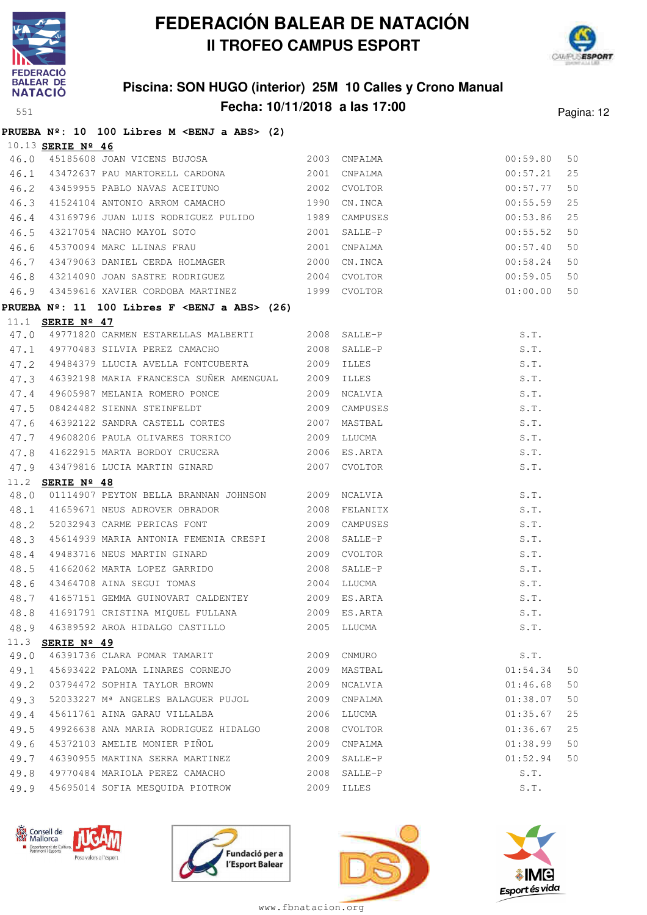# FEDERACIÓN BALEAR DE NATACIÓN
## II TROFEO CAMPUS ESPORT

### Piscina: SON HUGO (interior) 25M 10 Calles y Crono Manual
### Fecha: 10/11/2018 a las 17:00

551

**PRUEBA Nº: 10 100 Libres M <BENJ a ABS> (2)**

10.13 **SERIE Nº 46**

| | | | | | | |
|---|---|---|---|---|---|---|
| 46.0 | 45185608 | JOAN VICENS BUJOSA | 2003 | CNPALMA | 00:59.80 | 50 |
| 46.1 | 43472637 | PAU MARTORELL CARDONA | 2001 | CNPALMA | 00:57.21 | 25 |
| 46.2 | 43459955 | PABLO NAVAS ACEITUNO | 2002 | CVOLTOR | 00:57.77 | 50 |
| 46.3 | 41524104 | ANTONIO ARROM CAMACHO | 1990 | CN.INCA | 00:55.59 | 25 |
| 46.4 | 43169796 | JUAN LUIS RODRIGUEZ PULIDO | 1989 | CAMPUSES | 00:53.86 | 25 |
| 46.5 | 43217054 | NACHO MAYOL SOTO | 2001 | SALLE-P | 00:55.52 | 50 |
| 46.6 | 45370094 | MARC LLINAS FRAU | 2001 | CNPALMA | 00:57.40 | 50 |
| 46.7 | 43479063 | DANIEL CERDA HOLMAGER | 2000 | CN.INCA | 00:58.24 | 50 |
| 46.8 | 43214090 | JOAN SASTRE RODRIGUEZ | 2004 | CVOLTOR | 00:59.05 | 50 |
| 46.9 | 43459616 | XAVIER CORDOBA MARTINEZ | 1999 | CVOLTOR | 01:00.00 | 50 |

**PRUEBA Nº: 11 100 Libres F <BENJ a ABS> (26)**

11.1 **SERIE Nº 47**

| | | | | | | |
|---|---|---|---|---|---|---|
| 47.0 | 49771820 | CARMEN ESTARELLAS MALBERTI | 2008 | SALLE-P | S.T. | |
| 47.1 | 49770483 | SILVIA PEREZ CAMACHO | 2008 | SALLE-P | S.T. | |
| 47.2 | 49484379 | LLUCIA AVELLA FONTCUBERTA | 2009 | ILLES | S.T. | |
| 47.3 | 46392198 | MARIA FRANCESCA SUÑER AMENGUAL | 2009 | ILLES | S.T. | |
| 47.4 | 49605987 | MELANIA ROMERO PONCE | 2009 | NCALVIA | S.T. | |
| 47.5 | 08424482 | SIENNA STEINFELDT | 2009 | CAMPUSES | S.T. | |
| 47.6 | 46392122 | SANDRA CASTELL CORTES | 2007 | MASTBAL | S.T. | |
| 47.7 | 49608206 | PAULA OLIVARES TORRICO | 2009 | LLUCMA | S.T. | |
| 47.8 | 41622915 | MARTA BORDOY CRUCERA | 2006 | ES.ARTA | S.T. | |
| 47.9 | 43479816 | LUCIA MARTIN GINARD | 2007 | CVOLTOR | S.T. | |

11.2 **SERIE Nº 48**

| | | | | | | |
|---|---|---|---|---|---|---|
| 48.0 | 01114907 | PEYTON BELLA BRANNAN JOHNSON | 2009 | NCALVIA | S.T. | |
| 48.1 | 41659671 | NEUS ADROVER OBRADOR | 2008 | FELANITX | S.T. | |
| 48.2 | 52032943 | CARME PERICAS FONT | 2009 | CAMPUSES | S.T. | |
| 48.3 | 45614939 | MARIA ANTONIA FEMENIA CRESPI | 2008 | SALLE-P | S.T. | |
| 48.4 | 49483716 | NEUS MARTIN GINARD | 2009 | CVOLTOR | S.T. | |
| 48.5 | 41662062 | MARTA LOPEZ GARRIDO | 2008 | SALLE-P | S.T. | |
| 48.6 | 43464708 | AINA SEGUI TOMAS | 2004 | LLUCMA | S.T. | |
| 48.7 | 41657151 | GEMMA GUINOVART CALDENTEY | 2009 | ES.ARTA | S.T. | |
| 48.8 | 41691791 | CRISTINA MIQUEL FULLANA | 2009 | ES.ARTA | S.T. | |
| 48.9 | 46389592 | AROA HIDALGO CASTILLO | 2005 | LLUCMA | S.T. | |

11.3 **SERIE Nº 49**

| | | | | | | |
|---|---|---|---|---|---|---|
| 49.0 | 46391736 | CLARA POMAR TAMARIT | 2009 | CNMURO | S.T. | |
| 49.1 | 45693422 | PALOMA LINARES CORNEJO | 2009 | MASTBAL | 01:54.34 | 50 |
| 49.2 | 03794472 | SOPHIA TAYLOR BROWN | 2009 | NCALVIA | 01:46.68 | 50 |
| 49.3 | 52033227 | Mª ANGELES BALAGUER PUJOL | 2009 | CNPALMA | 01:38.07 | 50 |
| 49.4 | 45611761 | AINA GARAU VILLALBA | 2006 | LLUCMA | 01:35.67 | 25 |
| 49.5 | 49926638 | ANA MARIA RODRIGUEZ HIDALGO | 2008 | CVOLTOR | 01:36.67 | 25 |
| 49.6 | 45372103 | AMELIE MONIER PIÑOL | 2009 | CNPALMA | 01:38.99 | 50 |
| 49.7 | 46390955 | MARTINA SERRA MARTINEZ | 2009 | SALLE-P | 01:52.94 | 50 |
| 49.8 | 49770484 | MARIOLA PEREZ CAMACHO | 2008 | SALLE-P | S.T. | |
| 49.9 | 45695014 | SOFIA MESQUIDA PIOTROW | 2009 | ILLES | S.T. | |

www.fbnatacion.org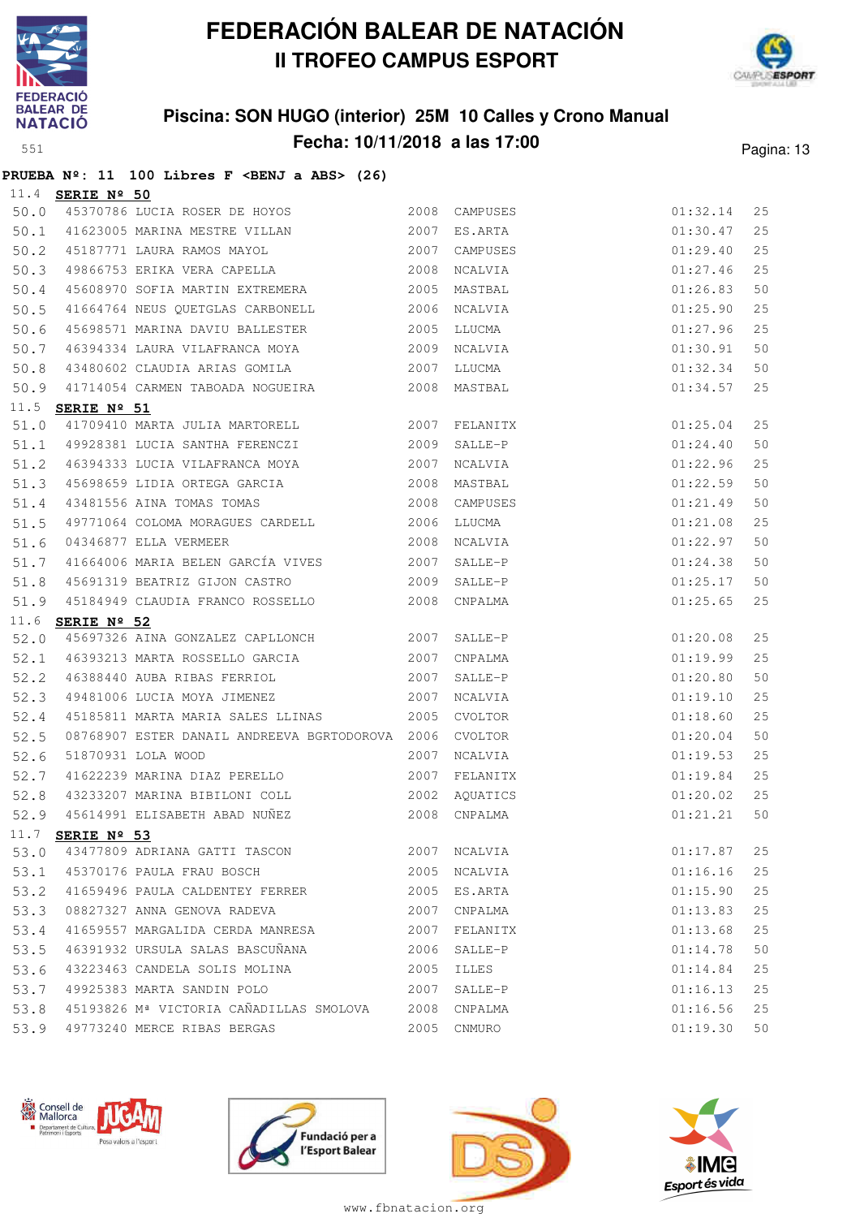# FEDERACIÓN BALEAR DE NATACIÓN
## II TROFEO CAMPUS ESPORT

### Piscina: SON HUGO (interior) 25M 10 Calles y Crono Manual
### Fecha: 10/11/2018 a las 17:00

**PRUEBA Nº: 11 100 Libres F <BENJ a ABS> (26)**

11.4 **SERIE Nº 50**

| | | | | | | |
|---|---|---|---|---|---|---|
| 50.0 | 45370786 | LUCIA ROSER DE HOYOS | 2008 | CAMPUSES | 01:32.14 | 25 |
| 50.1 | 41623005 | MARINA MESTRE VILLAN | 2007 | ES.ARTA | 01:30.47 | 25 |
| 50.2 | 45187771 | LAURA RAMOS MAYOL | 2007 | CAMPUSES | 01:29.40 | 25 |
| 50.3 | 49866753 | ERIKA VERA CAPELLA | 2008 | NCALVIA | 01:27.46 | 25 |
| 50.4 | 45608970 | SOFIA MARTIN EXTREMERA | 2005 | MASTBAL | 01:26.83 | 50 |
| 50.5 | 41664764 | NEUS QUETGLAS CARBONELL | 2006 | NCALVIA | 01:25.90 | 25 |
| 50.6 | 45698571 | MARINA DAVIU BALLESTER | 2005 | LLUCMA | 01:27.96 | 25 |
| 50.7 | 46394334 | LAURA VILAFRANCA MOYA | 2009 | NCALVIA | 01:30.91 | 50 |
| 50.8 | 43480602 | CLAUDIA ARIAS GOMILA | 2007 | LLUCMA | 01:32.34 | 50 |
| 50.9 | 41714054 | CARMEN TABOADA NOGUEIRA | 2008 | MASTBAL | 01:34.57 | 25 |

11.5 **SERIE Nº 51**

| | | | | | | |
|---|---|---|---|---|---|---|
| 51.0 | 41709410 | MARTA JULIA MARTORELL | 2007 | FELANITX | 01:25.04 | 25 |
| 51.1 | 49928381 | LUCIA SANTHA FERENCZI | 2009 | SALLE-P | 01:24.40 | 50 |
| 51.2 | 46394333 | LUCIA VILAFRANCA MOYA | 2007 | NCALVIA | 01:22.96 | 25 |
| 51.3 | 45698659 | LIDIA ORTEGA GARCIA | 2008 | MASTBAL | 01:22.59 | 50 |
| 51.4 | 43481556 | AINA TOMAS TOMAS | 2008 | CAMPUSES | 01:21.49 | 50 |
| 51.5 | 49771064 | COLOMA MORAGUES CARDELL | 2006 | LLUCMA | 01:21.08 | 25 |
| 51.6 | 04346877 | ELLA VERMEER | 2008 | NCALVIA | 01:22.97 | 50 |
| 51.7 | 41664006 | MARIA BELEN GARCÍA VIVES | 2007 | SALLE-P | 01:24.38 | 50 |
| 51.8 | 45691319 | BEATRIZ GIJON CASTRO | 2009 | SALLE-P | 01:25.17 | 50 |
| 51.9 | 45184949 | CLAUDIA FRANCO ROSSELLO | 2008 | CNPALMA | 01:25.65 | 25 |

11.6 **SERIE Nº 52**

| | | | | | | |
|---|---|---|---|---|---|---|
| 52.0 | 45697326 | AINA GONZALEZ CAPLLONCH | 2007 | SALLE-P | 01:20.08 | 25 |
| 52.1 | 46393213 | MARTA ROSSELLO GARCIA | 2007 | CNPALMA | 01:19.99 | 25 |
| 52.2 | 46388440 | AUBA RIBAS FERRIOL | 2007 | SALLE-P | 01:20.80 | 50 |
| 52.3 | 49481006 | LUCIA MOYA JIMENEZ | 2007 | NCALVIA | 01:19.10 | 25 |
| 52.4 | 45185811 | MARTA MARIA SALES LLINAS | 2005 | CVOLTOR | 01:18.60 | 25 |
| 52.5 | 08768907 | ESTER DANAIL ANDREEVA BGRTODOROVA | 2006 | CVOLTOR | 01:20.04 | 50 |
| 52.6 | 51870931 | LOLA WOOD | 2007 | NCALVIA | 01:19.53 | 25 |
| 52.7 | 41622239 | MARINA DIAZ PERELLO | 2007 | FELANITX | 01:19.84 | 25 |
| 52.8 | 43233207 | MARINA BIBILONI COLL | 2002 | AQUATICS | 01:20.02 | 25 |
| 52.9 | 45614991 | ELISABETH ABAD NUÑEZ | 2008 | CNPALMA | 01:21.21 | 50 |

11.7 **SERIE Nº 53**

| | | | | | | |
|---|---|---|---|---|---|---|
| 53.0 | 43477809 | ADRIANA GATTI TASCON | 2007 | NCALVIA | 01:17.87 | 25 |
| 53.1 | 45370176 | PAULA FRAU BOSCH | 2005 | NCALVIA | 01:16.16 | 25 |
| 53.2 | 41659496 | PAULA CALDENTEY FERRER | 2005 | ES.ARTA | 01:15.90 | 25 |
| 53.3 | 08827327 | ANNA GENOVA RADEVA | 2007 | CNPALMA | 01:13.83 | 25 |
| 53.4 | 41659557 | MARGALIDA CERDA MANRESA | 2007 | FELANITX | 01:13.68 | 25 |
| 53.5 | 46391932 | URSULA SALAS BASCUÑANA | 2006 | SALLE-P | 01:14.78 | 50 |
| 53.6 | 43223463 | CANDELA SOLIS MOLINA | 2005 | ILLES | 01:14.84 | 25 |
| 53.7 | 49925383 | MARTA SANDIN POLO | 2007 | SALLE-P | 01:16.13 | 25 |
| 53.8 | 45193826 | Mª VICTORIA CAÑADILLAS SMOLOVA | 2008 | CNPALMA | 01:16.56 | 25 |
| 53.9 | 49773240 | MERCE RIBAS BERGAS | 2005 | CNMURO | 01:19.30 | 50 |

www.fbnatacion.org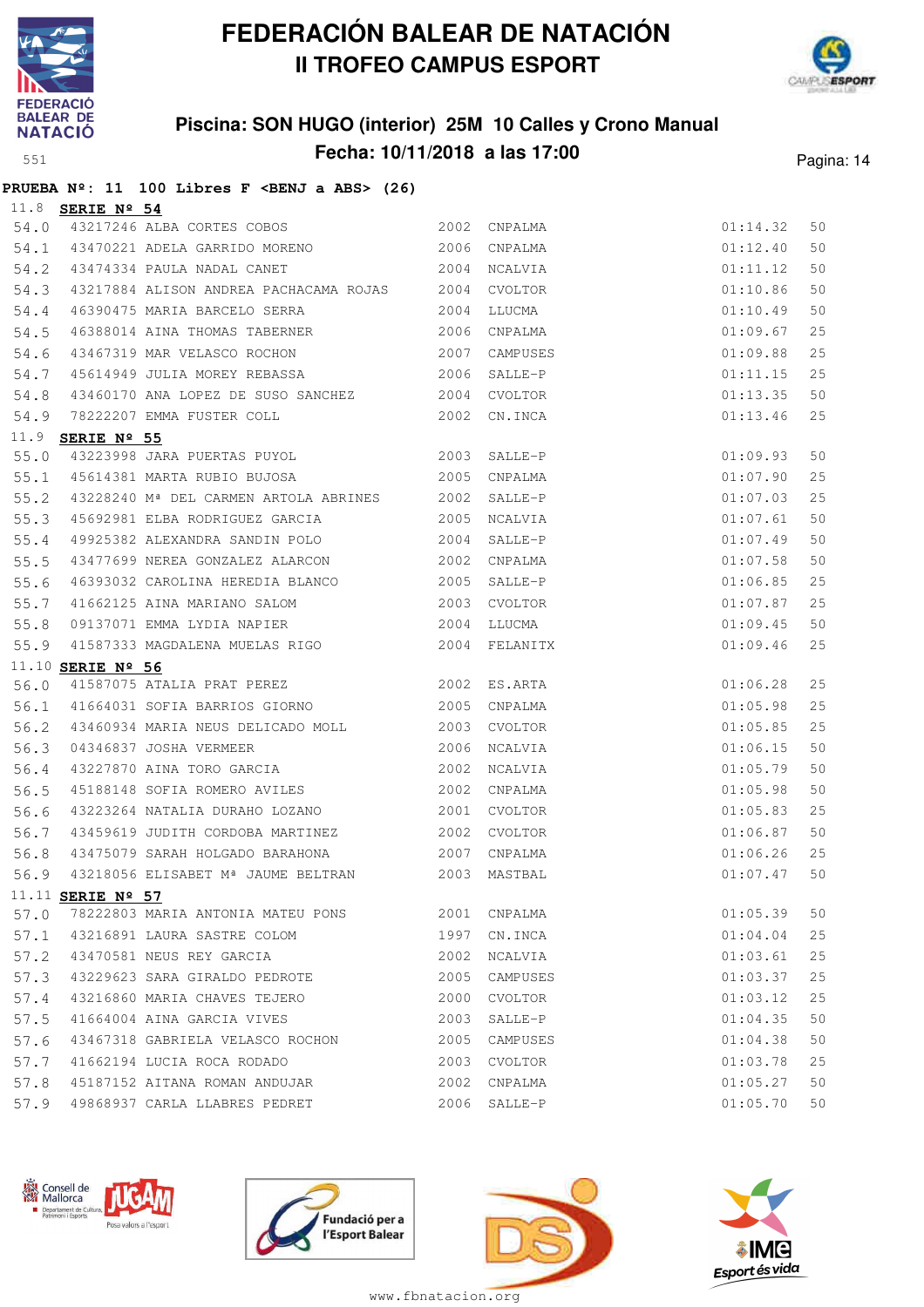# FEDERACIÓN BALEAR DE NATACIÓN
## II TROFEO CAMPUS ESPORT

### Piscina: SON HUGO (interior) 25M 10 Calles y Crono Manual
### Fecha: 10/11/2018 a las 17:00

551

**PRUEBA Nº: 11 100 Libres F <BENJ a ABS> (26)**

11.8 **SERIE Nº 54**

| | | | | | | |
|---|---|---|---|---|---|---|
| 54.0 | 43217246 | ALBA CORTES COBOS | 2002 | CNPALMA | 01:14.32 | 50 |
| 54.1 | 43470221 | ADELA GARRIDO MORENO | 2006 | CNPALMA | 01:12.40 | 50 |
| 54.2 | 43474334 | PAULA NADAL CANET | 2004 | NCALVIA | 01:11.12 | 50 |
| 54.3 | 43217884 | ALISON ANDREA PACHACAMA ROJAS | 2004 | CVOLTOR | 01:10.86 | 50 |
| 54.4 | 46390475 | MARIA BARCELO SERRA | 2004 | LLUCMA | 01:10.49 | 50 |
| 54.5 | 46388014 | AINA THOMAS TABERNER | 2006 | CNPALMA | 01:09.67 | 25 |
| 54.6 | 43467319 | MAR VELASCO ROCHON | 2007 | CAMPUSES | 01:09.88 | 25 |
| 54.7 | 45614949 | JULIA MOREY REBASSA | 2006 | SALLE-P | 01:11.15 | 25 |
| 54.8 | 43460170 | ANA LOPEZ DE SUSO SANCHEZ | 2004 | CVOLTOR | 01:13.35 | 50 |
| 54.9 | 78222207 | EMMA FUSTER COLL | 2002 | CN.INCA | 01:13.46 | 25 |

11.9 **SERIE Nº 55**

| | | | | | | |
|---|---|---|---|---|---|---|
| 55.0 | 43223998 | JARA PUERTAS PUYOL | 2003 | SALLE-P | 01:09.93 | 50 |
| 55.1 | 45614381 | MARTA RUBIO BUJOSA | 2005 | CNPALMA | 01:07.90 | 25 |
| 55.2 | 43228240 | Mª DEL CARMEN ARTOLA ABRINES | 2002 | SALLE-P | 01:07.03 | 25 |
| 55.3 | 45692981 | ELBA RODRIGUEZ GARCIA | 2005 | NCALVIA | 01:07.61 | 50 |
| 55.4 | 49925382 | ALEXANDRA SANDIN POLO | 2004 | SALLE-P | 01:07.49 | 50 |
| 55.5 | 43477699 | NEREA GONZALEZ ALARCON | 2002 | CNPALMA | 01:07.58 | 50 |
| 55.6 | 46393032 | CAROLINA HEREDIA BLANCO | 2005 | SALLE-P | 01:06.85 | 25 |
| 55.7 | 41662125 | AINA MARIANO SALOM | 2003 | CVOLTOR | 01:07.87 | 25 |
| 55.8 | 09137071 | EMMA LYDIA NAPIER | 2004 | LLUCMA | 01:09.45 | 50 |
| 55.9 | 41587333 | MAGDALENA MUELAS RIGO | 2004 | FELANITX | 01:09.46 | 25 |

11.10 **SERIE Nº 56**

| | | | | | | |
|---|---|---|---|---|---|---|
| 56.0 | 41587075 | ATALIA PRAT PEREZ | 2002 | ES.ARTA | 01:06.28 | 25 |
| 56.1 | 41664031 | SOFIA BARRIOS GIORNO | 2005 | CNPALMA | 01:05.98 | 25 |
| 56.2 | 43460934 | MARIA NEUS DELICADO MOLL | 2003 | CVOLTOR | 01:05.85 | 25 |
| 56.3 | 04346837 | JOSHA VERMEER | 2006 | NCALVIA | 01:06.15 | 50 |
| 56.4 | 43227870 | AINA TORO GARCIA | 2002 | NCALVIA | 01:05.79 | 50 |
| 56.5 | 45188148 | SOFIA ROMERO AVILES | 2002 | CNPALMA | 01:05.98 | 50 |
| 56.6 | 43223264 | NATALIA DURAHO LOZANO | 2001 | CVOLTOR | 01:05.83 | 25 |
| 56.7 | 43459619 | JUDITH CORDOBA MARTINEZ | 2002 | CVOLTOR | 01:06.87 | 25 |
| 56.8 | 43475079 | SARAH HOLGADO BARAHONA | 2007 | CNPALMA | 01:06.26 | 25 |
| 56.9 | 43218056 | ELISABET Mª JAUME BELTRAN | 2003 | MASTBAL | 01:07.47 | 50 |

11.11 **SERIE Nº 57**

| | | | | | | |
|---|---|---|---|---|---|---|
| 57.0 | 78222803 | MARIA ANTONIA MATEU PONS | 2001 | CNPALMA | 01:05.39 | 50 |
| 57.1 | 43216891 | LAURA SASTRE COLOM | 1997 | CN.INCA | 01:04.04 | 25 |
| 57.2 | 43470581 | NEUS REY GARCIA | 2002 | NCALVIA | 01:03.61 | 25 |
| 57.3 | 43229623 | SARA GIRALDO PEDROTE | 2005 | CAMPUSES | 01:03.37 | 25 |
| 57.4 | 43216860 | MARIA CHAVES TEJERO | 2000 | CVOLTOR | 01:03.12 | 25 |
| 57.5 | 41664004 | AINA GARCIA VIVES | 2003 | SALLE-P | 01:04.35 | 50 |
| 57.6 | 43467318 | GABRIELA VELASCO ROCHON | 2005 | CAMPUSES | 01:04.38 | 50 |
| 57.7 | 41662194 | LUCIA ROCA RODADO | 2003 | CVOLTOR | 01:03.78 | 25 |
| 57.8 | 45187152 | AITANA ROMAN ANDUJAR | 2002 | CNPALMA | 01:05.27 | 50 |
| 57.9 | 49868937 | CARLA LLABRES PEDRET | 2006 | SALLE-P | 01:05.70 | 50 |

www.fbnatacion.org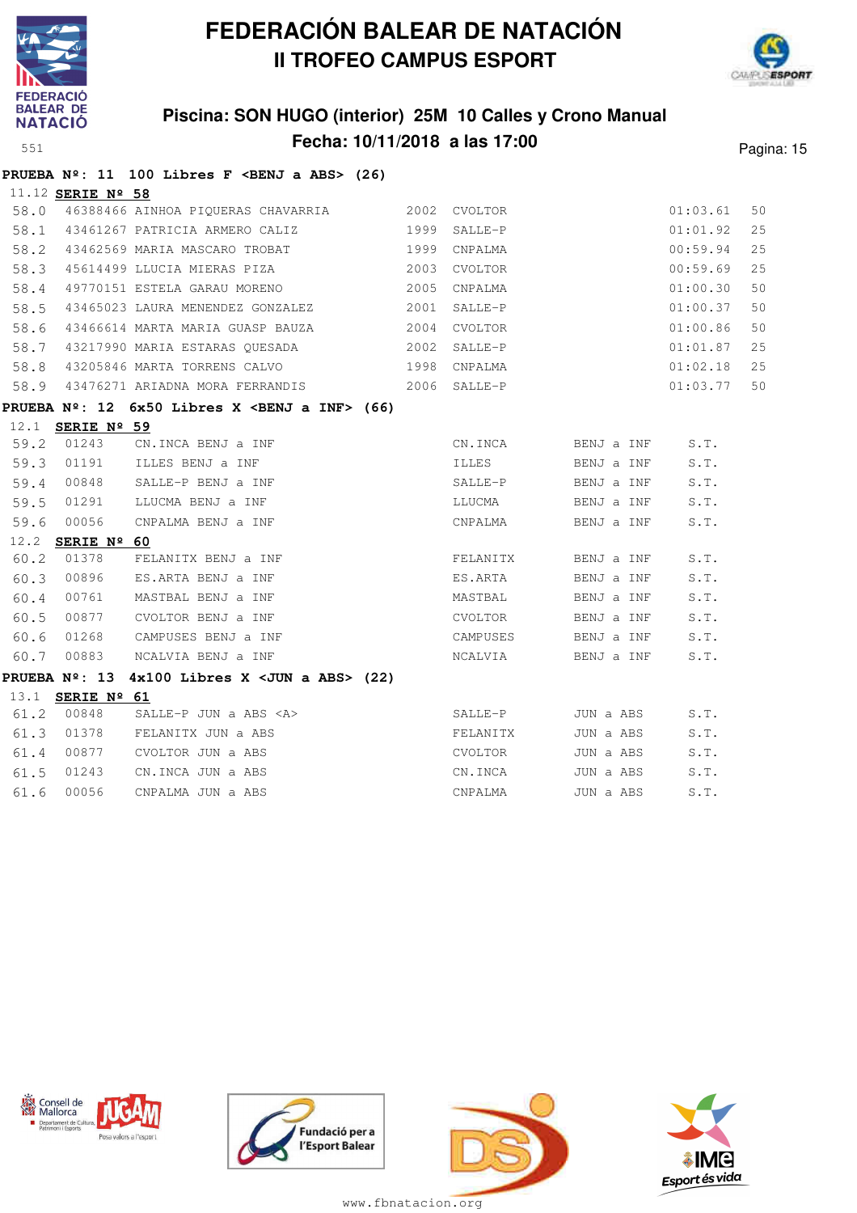# FEDERACIÓN BALEAR DE NATACIÓN
## II TROFEO CAMPUS ESPORT

### Piscina: SON HUGO (interior) 25M 10 Calles y Crono Manual
### Fecha: 10/11/2018 a las 17:00

551

**PRUEBA Nº: 11 100 Libres F <BENJ a ABS> (26)**

11.12 **SERIE Nº 58**

| | | | | | | |
|---|---|---|---|---|---|---|
| 58.0 | 46388466 | AINHOA PIQUERAS CHAVARRIA | 2002 | CVOLTOR | 01:03.61 | 50 |
| 58.1 | 43461267 | PATRICIA ARMERO CALIZ | 1999 | SALLE-P | 01:01.92 | 25 |
| 58.2 | 43462569 | MARIA MASCARO TROBAT | 1999 | CNPALMA | 00:59.94 | 25 |
| 58.3 | 45614499 | LLUCIA MIERAS PIZA | 2003 | CVOLTOR | 00:59.69 | 25 |
| 58.4 | 49770151 | ESTELA GARAU MORENO | 2005 | CNPALMA | 01:00.30 | 50 |
| 58.5 | 43465023 | LAURA MENENDEZ GONZALEZ | 2001 | SALLE-P | 01:00.37 | 50 |
| 58.6 | 43466614 | MARTA MARIA GUASP BAUZA | 2004 | CVOLTOR | 01:00.86 | 50 |
| 58.7 | 43217990 | MARIA ESTARAS QUESADA | 2002 | SALLE-P | 01:01.87 | 25 |
| 58.8 | 43205846 | MARTA TORRENS CALVO | 1998 | CNPALMA | 01:02.18 | 25 |
| 58.9 | 43476271 | ARIADNA MORA FERRANDIS | 2006 | SALLE-P | 01:03.77 | 50 |

**PRUEBA Nº: 12 6x50 Libres X <BENJ a INF> (66)**

12.1 **SERIE Nº 59**

| | | | | | |
|---|---|---|---|---|---|
| 59.2 | 01243 | CN.INCA BENJ a INF | CN.INCA | BENJ a INF | S.T. |
| 59.3 | 01191 | ILLES BENJ a INF | ILLES | BENJ a INF | S.T. |
| 59.4 | 00848 | SALLE-P BENJ a INF | SALLE-P | BENJ a INF | S.T. |
| 59.5 | 01291 | LLUCMA BENJ a INF | LLUCMA | BENJ a INF | S.T. |
| 59.6 | 00056 | CNPALMA BENJ a INF | CNPALMA | BENJ a INF | S.T. |

12.2 **SERIE Nº 60**

| | | | | | |
|---|---|---|---|---|---|
| 60.2 | 01378 | FELANITX BENJ a INF | FELANITX | BENJ a INF | S.T. |
| 60.3 | 00896 | ES.ARTA BENJ a INF | ES.ARTA | BENJ a INF | S.T. |
| 60.4 | 00761 | MASTBAL BENJ a INF | MASTBAL | BENJ a INF | S.T. |
| 60.5 | 00877 | CVOLTOR BENJ a INF | CVOLTOR | BENJ a INF | S.T. |
| 60.6 | 01268 | CAMPUSES BENJ a INF | CAMPUSES | BENJ a INF | S.T. |
| 60.7 | 00883 | NCALVIA BENJ a INF | NCALVIA | BENJ a INF | S.T. |

**PRUEBA Nº: 13 4x100 Libres X <JUN a ABS> (22)**

13.1 **SERIE Nº 61**

| | | | | | |
|---|---|---|---|---|---|
| 61.2 | 00848 | SALLE-P JUN a ABS <A> | SALLE-P | JUN a ABS | S.T. |
| 61.3 | 01378 | FELANITX JUN a ABS | FELANITX | JUN a ABS | S.T. |
| 61.4 | 00877 | CVOLTOR JUN a ABS | CVOLTOR | JUN a ABS | S.T. |
| 61.5 | 01243 | CN.INCA JUN a ABS | CN.INCA | JUN a ABS | S.T. |
| 61.6 | 00056 | CNPALMA JUN a ABS | CNPALMA | JUN a ABS | S.T. |

www.fbnatacion.org